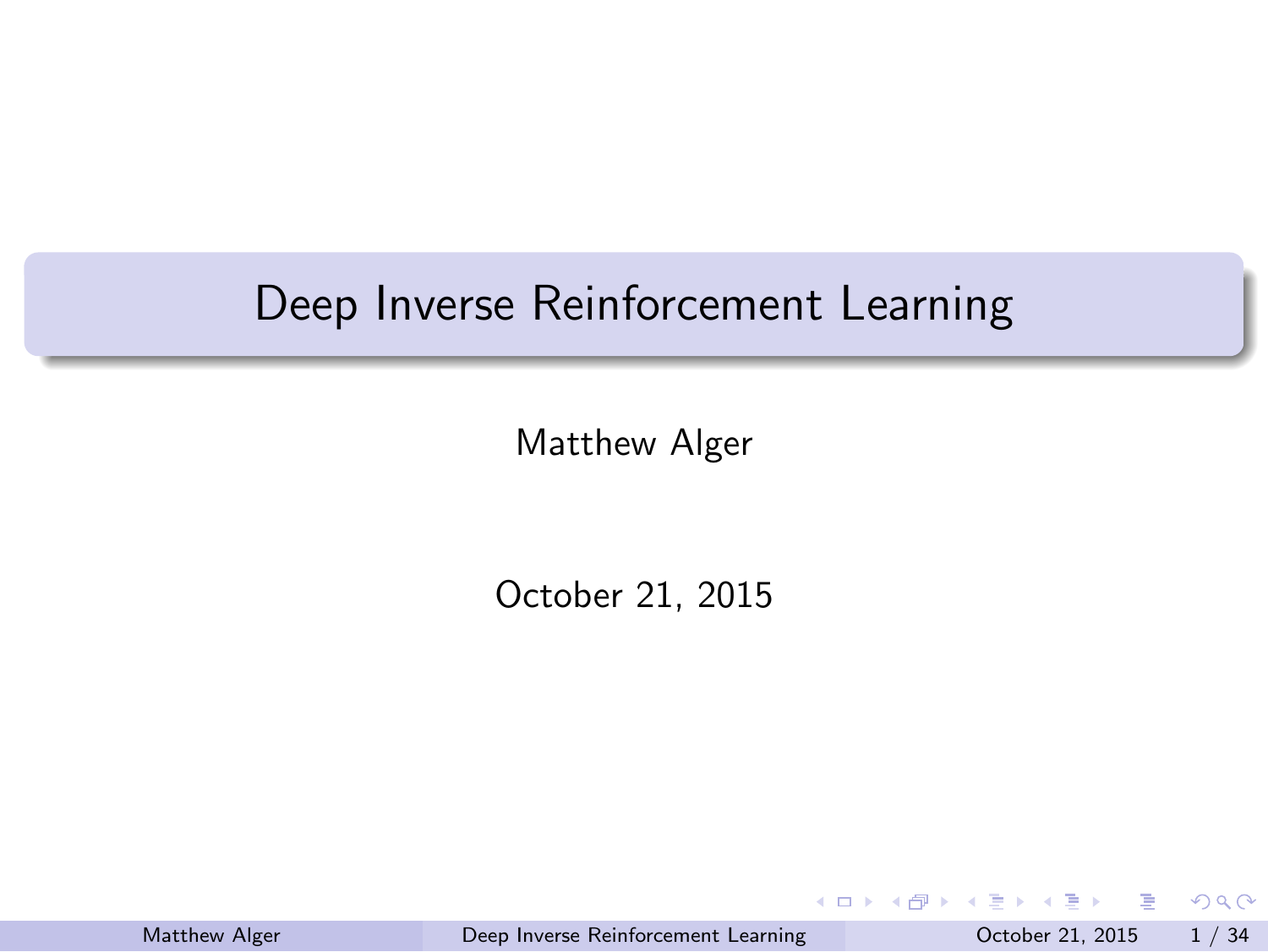# Deep Inverse Reinforcement Learning

Matthew Alger

October 21, 2015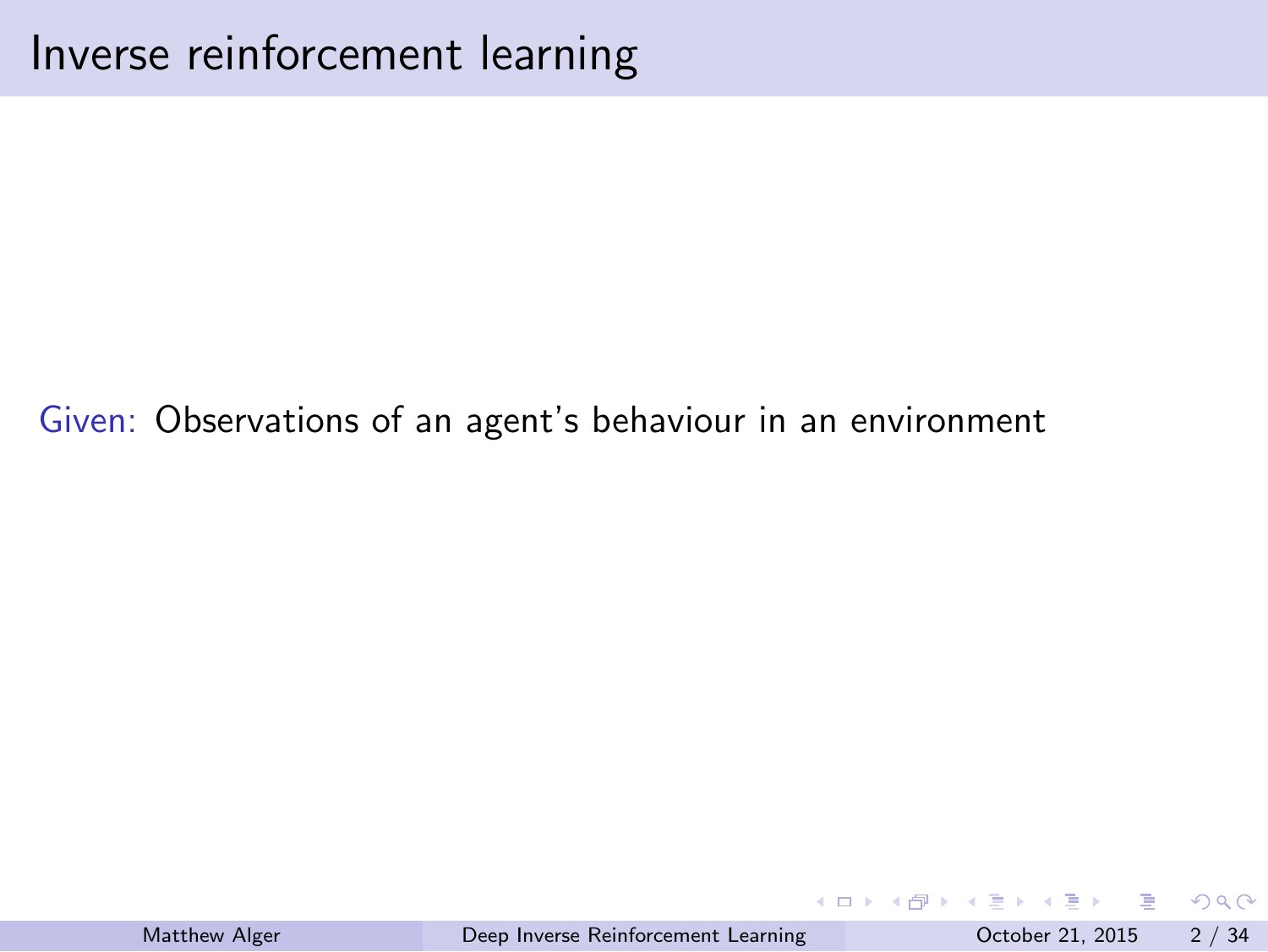# Inverse reinforcement learning

Given: Observations of an agent's behaviour in an environment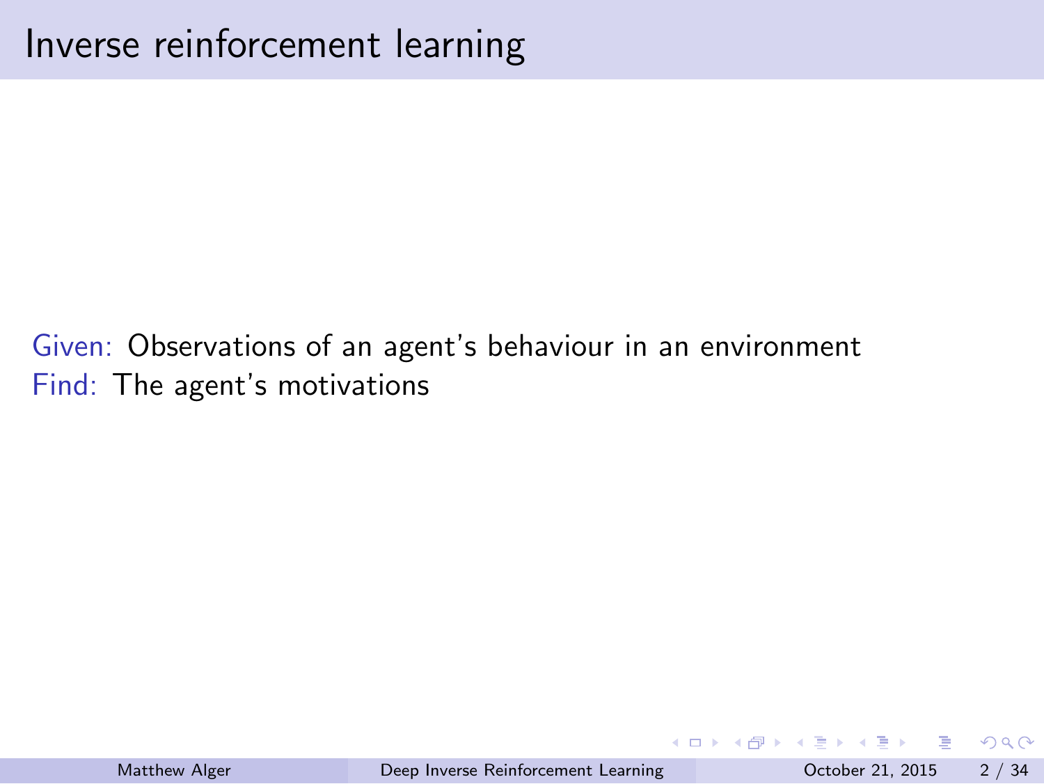# Inverse reinforcement learning

Given: Observations of an agent's behaviour in an environment
Find: The agent's motivations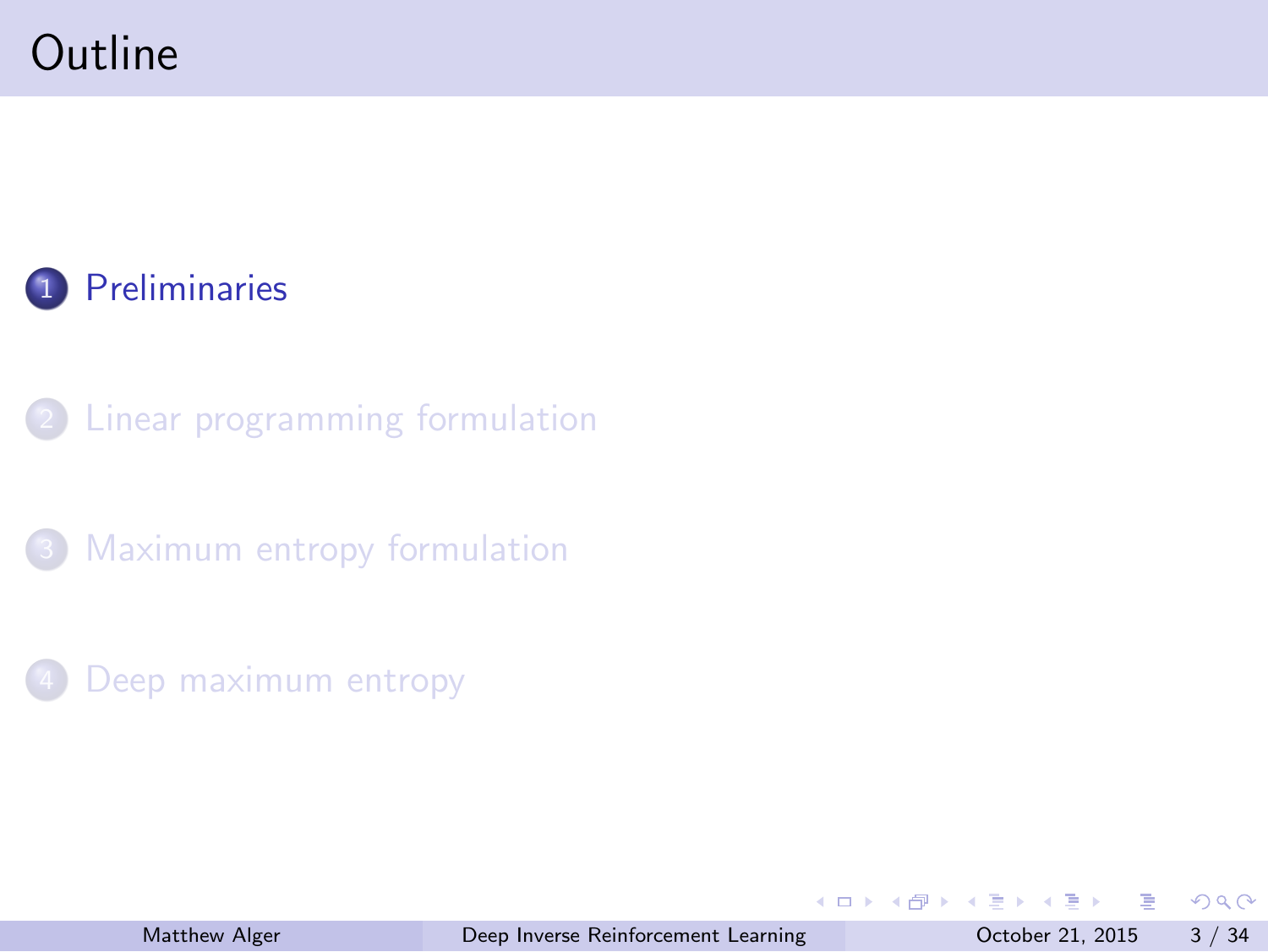# Outline

1. Preliminaries
2. Linear programming formulation
3. Maximum entropy formulation
4. Deep maximum entropy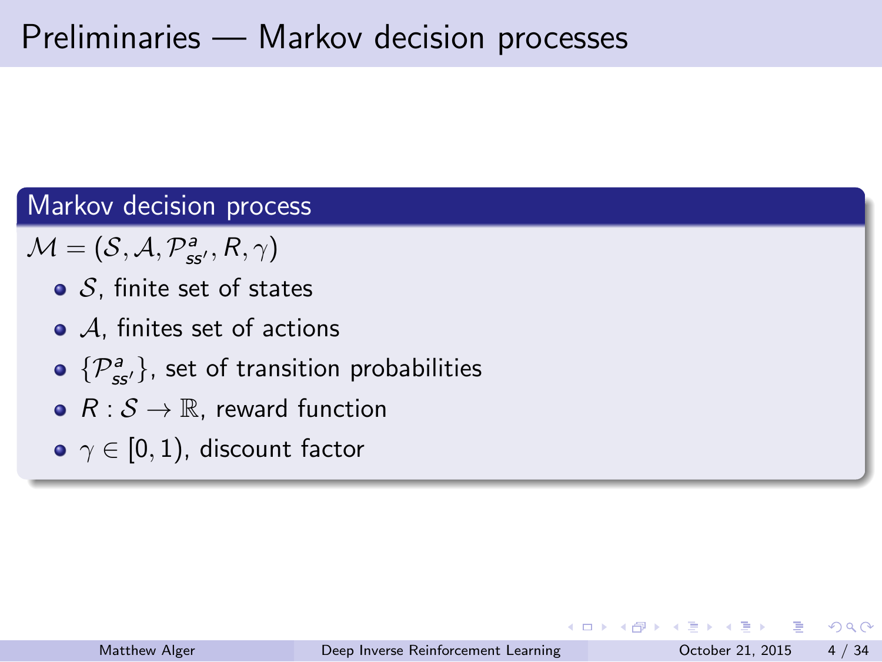# Preliminaries — Markov decision processes

## Markov decision process

$\mathcal{M} = (\mathcal{S}, \mathcal{A}, \mathcal{P}^a_{ss'}, R, \gamma)$

- $\mathcal{S}$, finite set of states
- $\mathcal{A}$, finites set of actions
- $\{\mathcal{P}^a_{ss'}\}$, set of transition probabilities
- $R : \mathcal{S} \to \mathbb{R}$, reward function
- $\gamma \in [0, 1)$, discount factor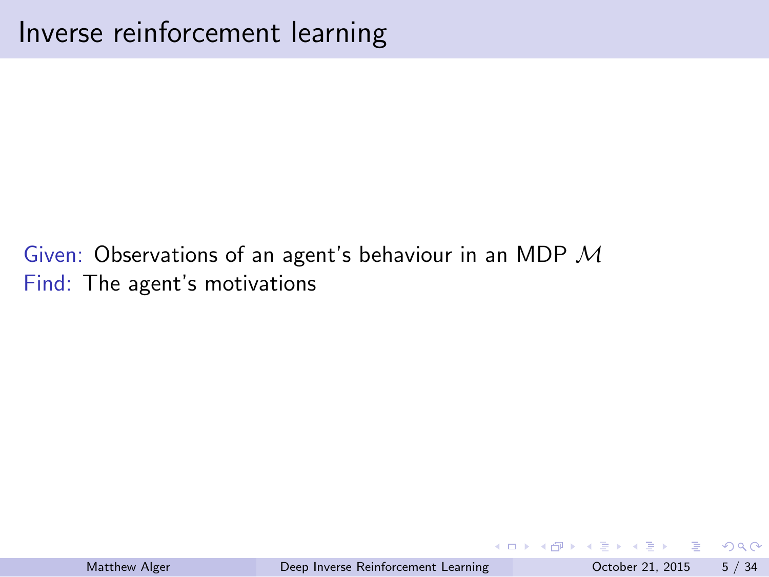# Inverse reinforcement learning

Given: Observations of an agent's behaviour in an MDP $\mathcal{M}$

Find: The agent's motivations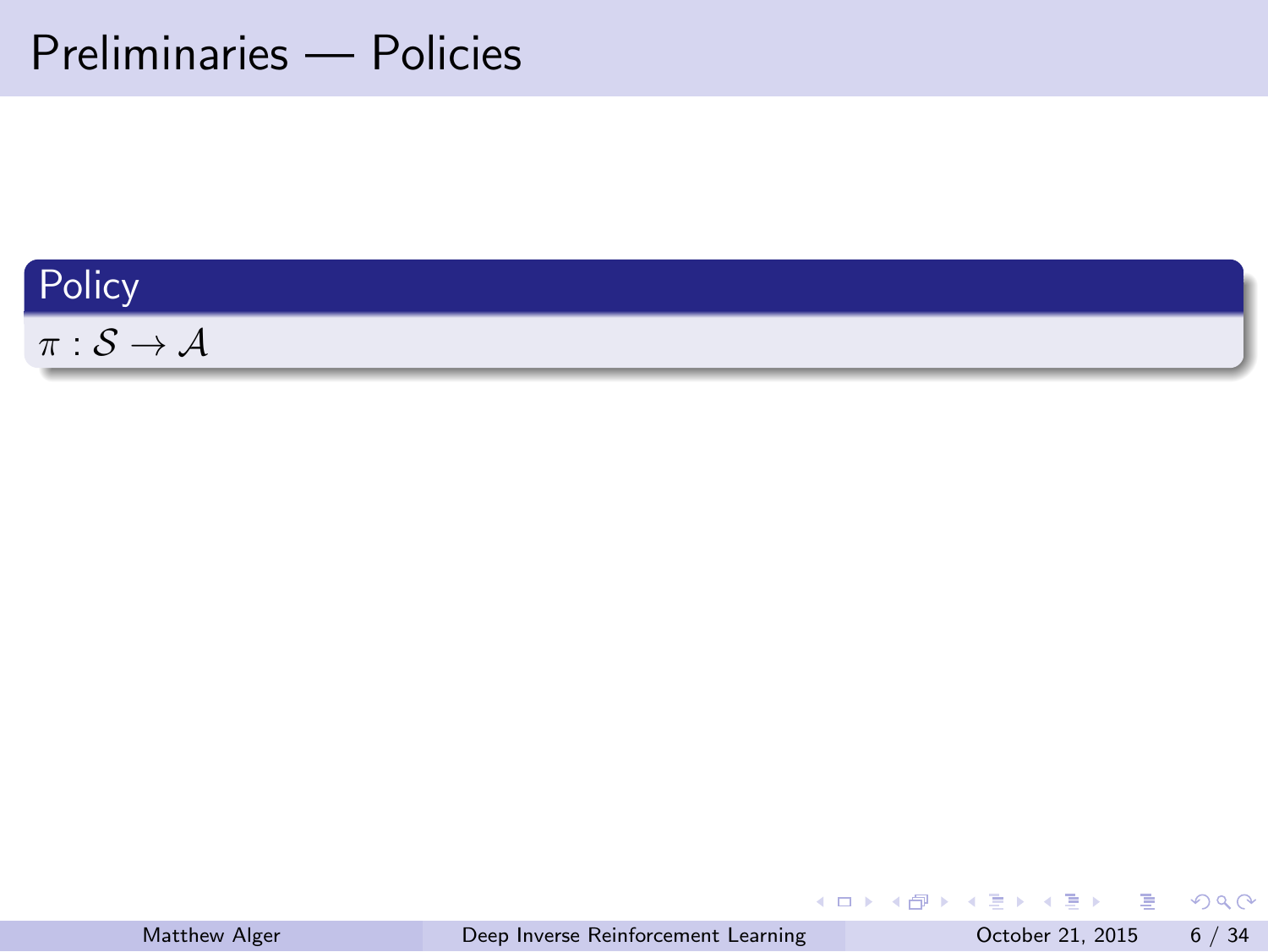# Preliminaries — Policies

**Policy**

$\pi : \mathcal{S} \to \mathcal{A}$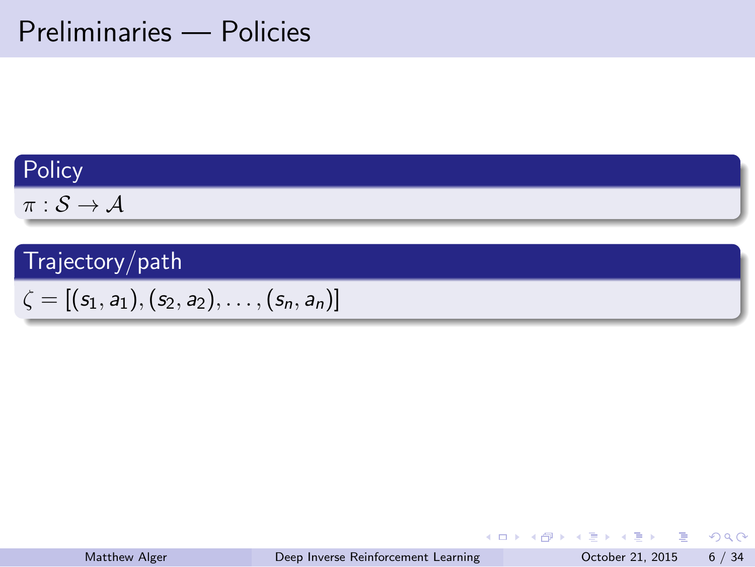# Preliminaries — Policies

## Policy

$\pi : \mathcal{S} \to \mathcal{A}$

## Trajectory/path

$\zeta = [(s_1, a_1), (s_2, a_2), \ldots, (s_n, a_n)]$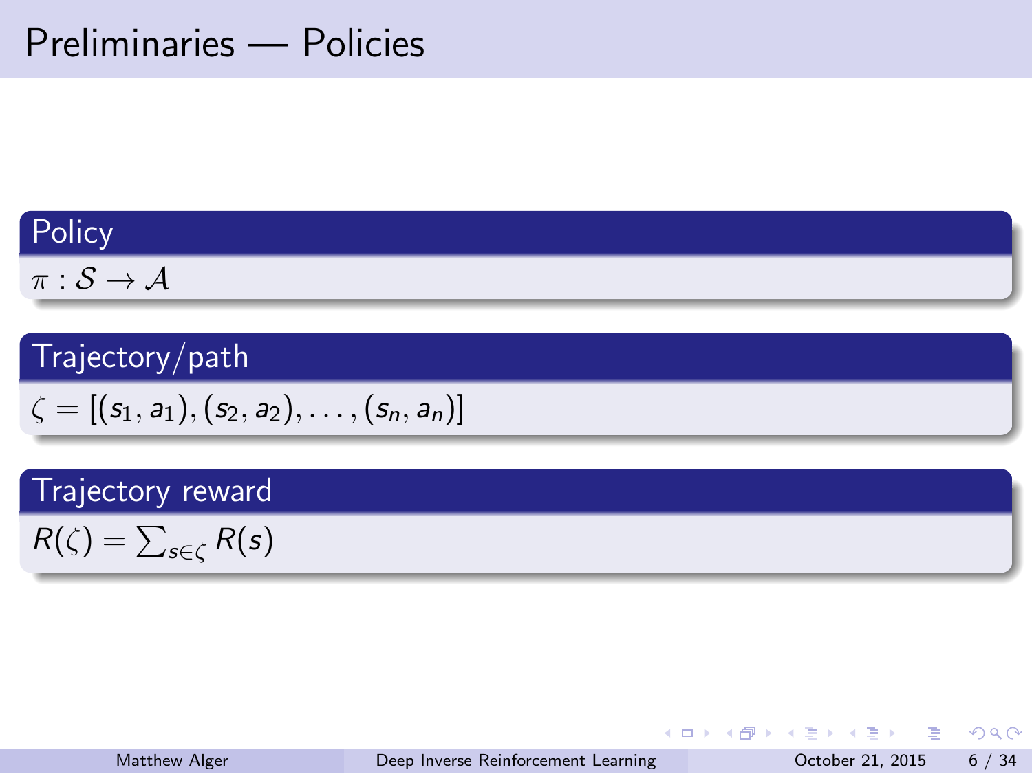# Preliminaries — Policies

**Policy**

$\pi : \mathcal{S} \to \mathcal{A}$

**Trajectory/path**

$\zeta = [(s_1, a_1), (s_2, a_2), \ldots, (s_n, a_n)]$

**Trajectory reward**

$R(\zeta) = \sum_{s \in \zeta} R(s)$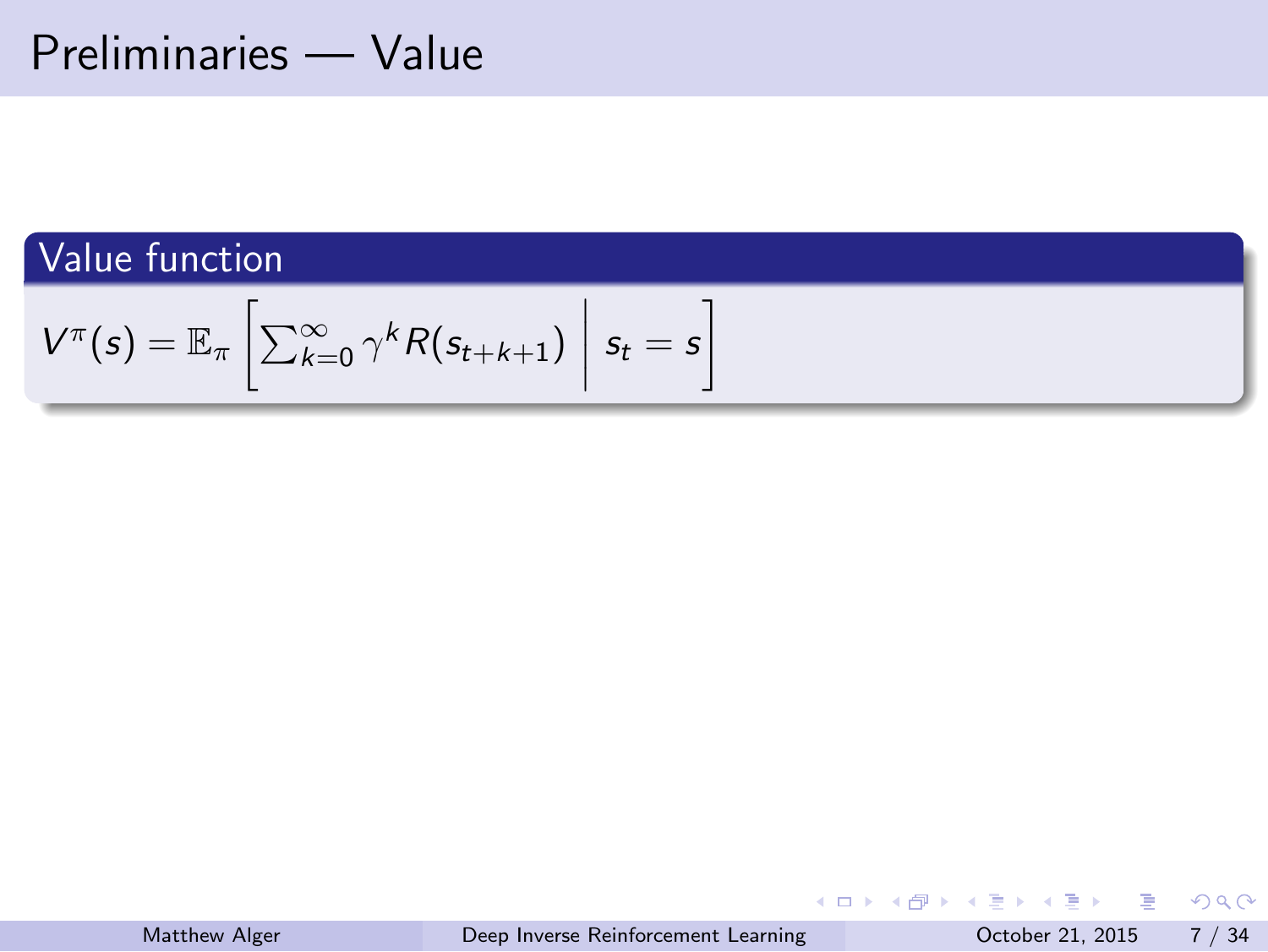# Preliminaries — Value

**Value function**

$$V^{\pi}(s) = \mathbb{E}_{\pi}\left[\sum_{k=0}^{\infty} \gamma^{k} R(s_{t+k+1}) \;\middle|\; s_t = s\right]$$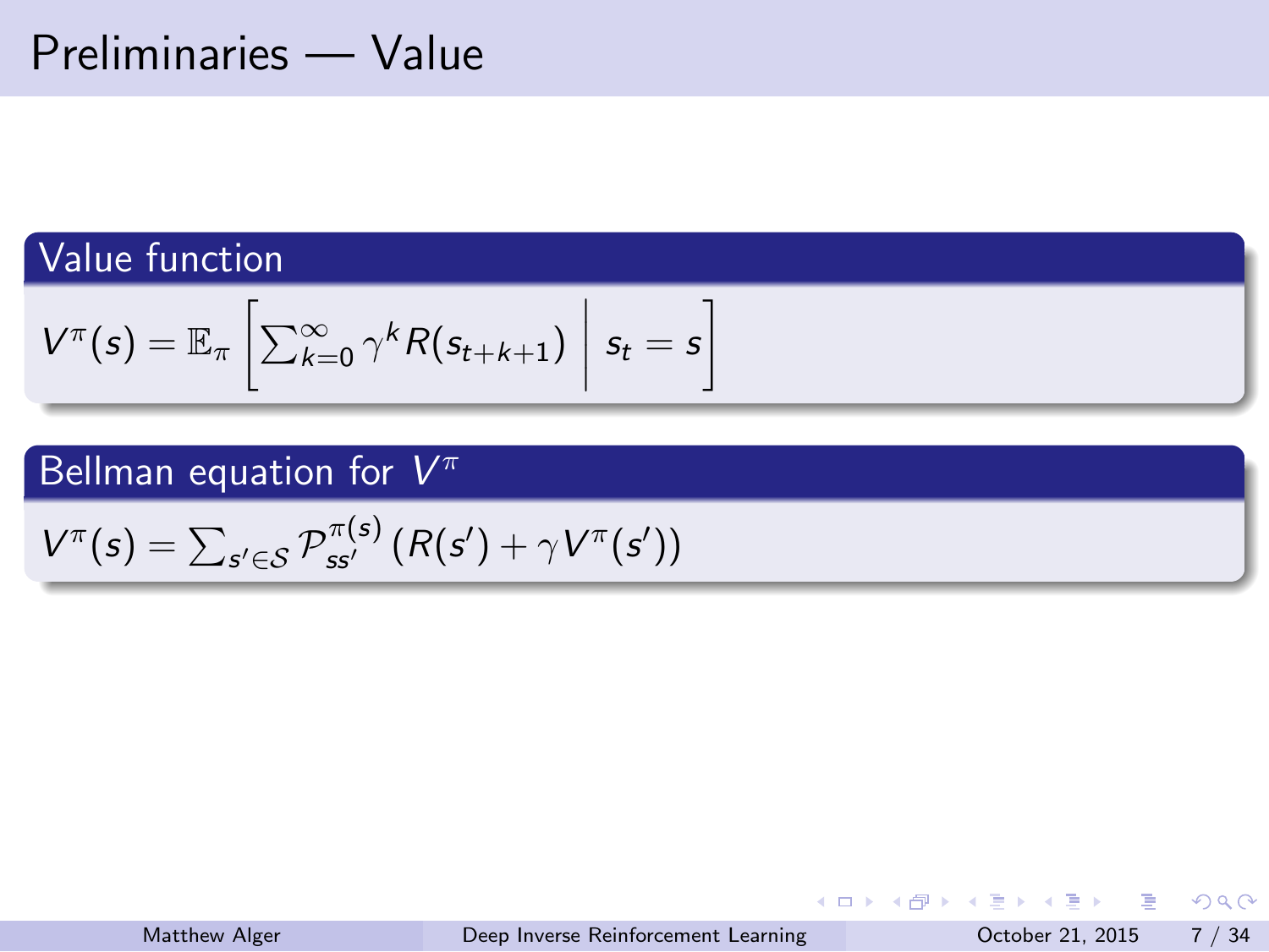# Preliminaries — Value

## Value function

$$V^\pi(s) = \mathbb{E}_\pi \left[ \sum_{k=0}^{\infty} \gamma^k R(s_{t+k+1}) \;\middle|\; s_t = s \right]$$

## Bellman equation for $V^\pi$

$$V^\pi(s) = \sum_{s' \in \mathcal{S}} \mathcal{P}_{ss'}^{\pi(s)} \left( R(s') + \gamma V^\pi(s') \right)$$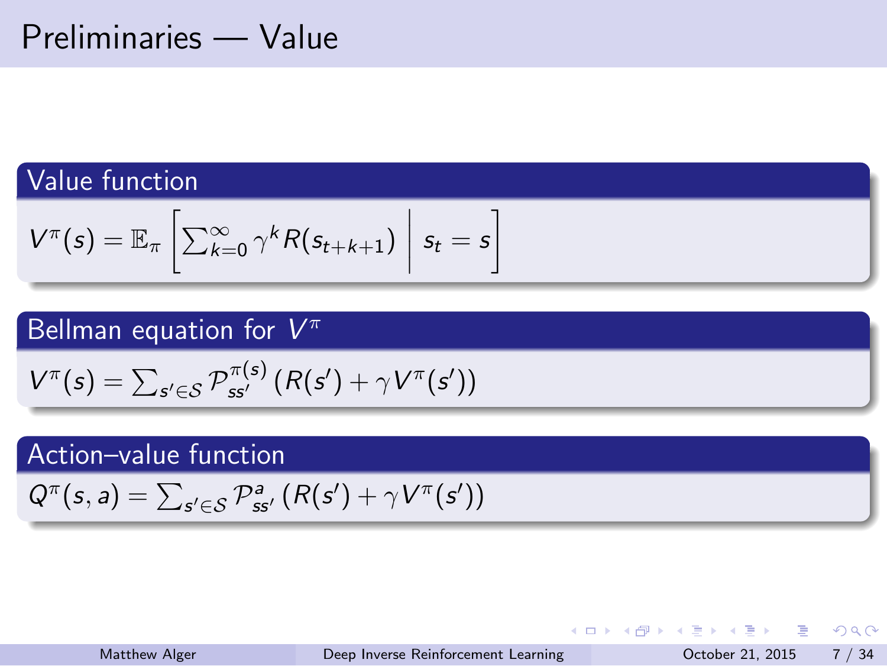# Preliminaries — Value

### Value function

$$V^\pi(s) = \mathbb{E}_\pi \left[ \sum_{k=0}^{\infty} \gamma^k R(s_{t+k+1}) \;\middle|\; s_t = s \right]$$

### Bellman equation for $V^\pi$

$$V^\pi(s) = \sum_{s' \in \mathcal{S}} \mathcal{P}_{ss'}^{\pi(s)} \left( R(s') + \gamma V^\pi(s') \right)$$

### Action–value function

$$Q^\pi(s, a) = \sum_{s' \in \mathcal{S}} \mathcal{P}_{ss'}^{a} \left( R(s') + \gamma V^\pi(s') \right)$$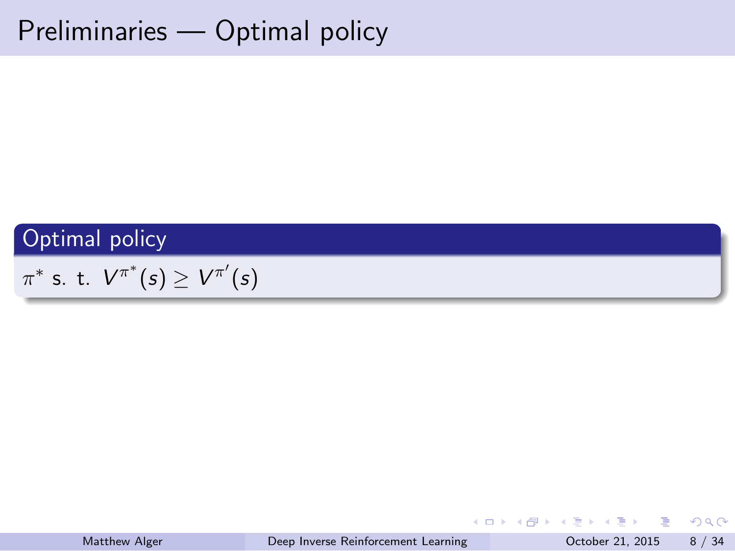# Preliminaries — Optimal policy

**Optimal policy**

$\pi^*$ s. t. $V^{\pi^*}(s) \geq V^{\pi'}(s)$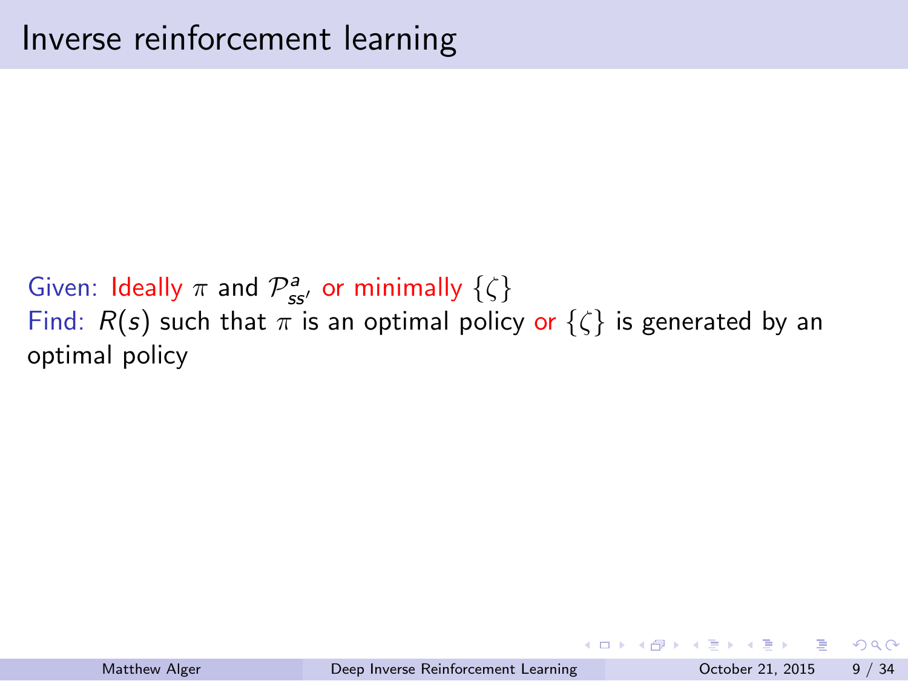# Inverse reinforcement learning

Given: Ideally $\pi$ and $\mathcal{P}^a_{ss'}$ or minimally $\{\zeta\}$
Find: $R(s)$ such that $\pi$ is an optimal policy or $\{\zeta\}$ is generated by an optimal policy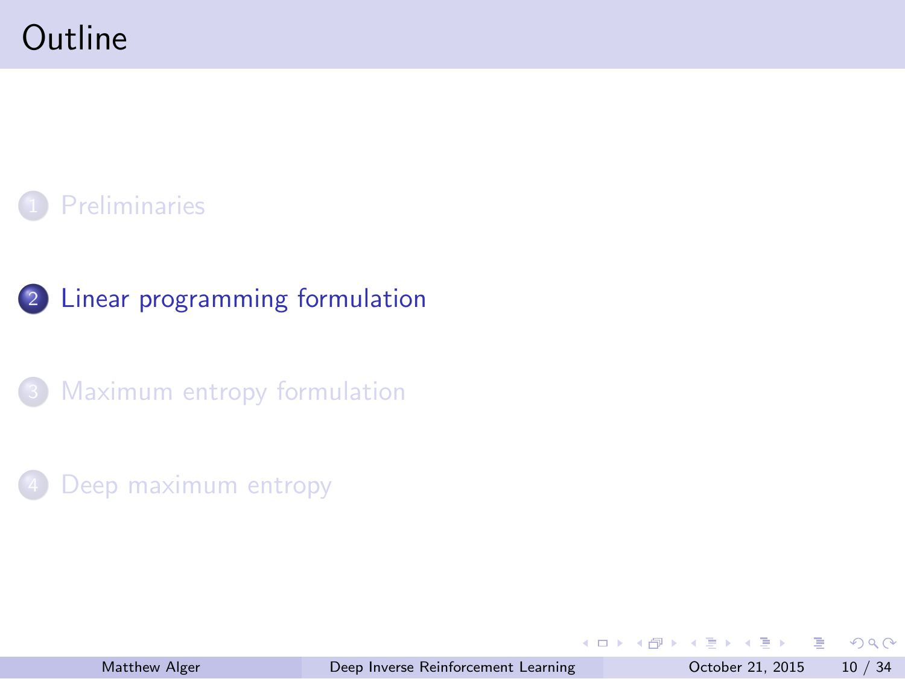# Outline

1. Preliminaries
2. Linear programming formulation
3. Maximum entropy formulation
4. Deep maximum entropy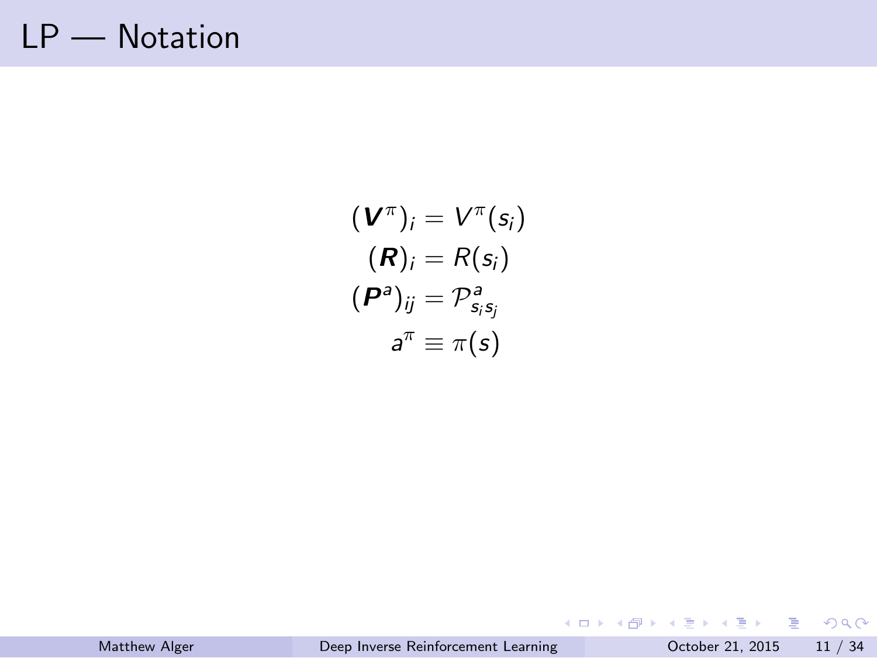# LP — Notation

$$
\begin{aligned}
(\boldsymbol{V}^{\pi})_i &= V^{\pi}(s_i) \\
(\boldsymbol{R})_i &= R(s_i) \\
(\boldsymbol{P}^{a})_{ij} &= \mathcal{P}^{a}_{s_i s_j} \\
a^{\pi} &\equiv \pi(s)
\end{aligned}
$$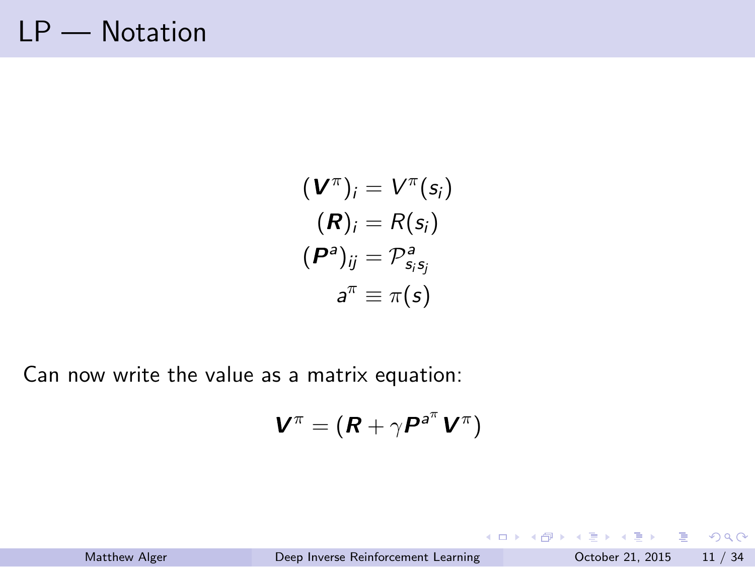# LP — Notation

$$(\boldsymbol{V}^{\pi})_i = V^{\pi}(s_i)$$
$$(\boldsymbol{R})_i = R(s_i)$$
$$(\boldsymbol{P}^a)_{ij} = \mathcal{P}^a_{s_i s_j}$$
$$a^{\pi} \equiv \pi(s)$$

Can now write the value as a matrix equation:

$$\boldsymbol{V}^{\pi} = (\boldsymbol{R} + \gamma \boldsymbol{P}^{a^{\pi}} \boldsymbol{V}^{\pi})$$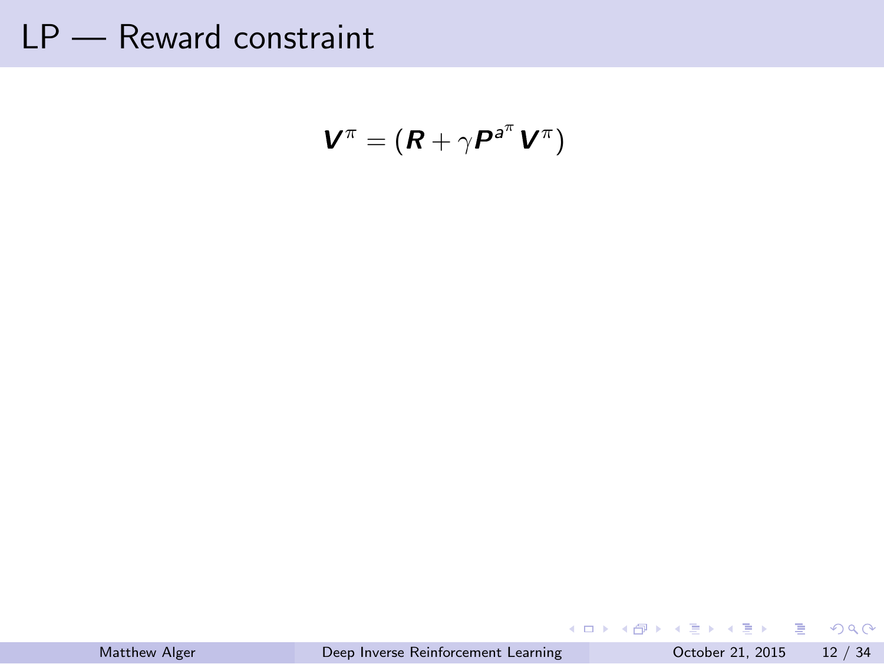# LP — Reward constraint

$$\boldsymbol{V}^{\pi} = (\boldsymbol{R} + \gamma \boldsymbol{P}^{a^{\pi}} \boldsymbol{V}^{\pi})$$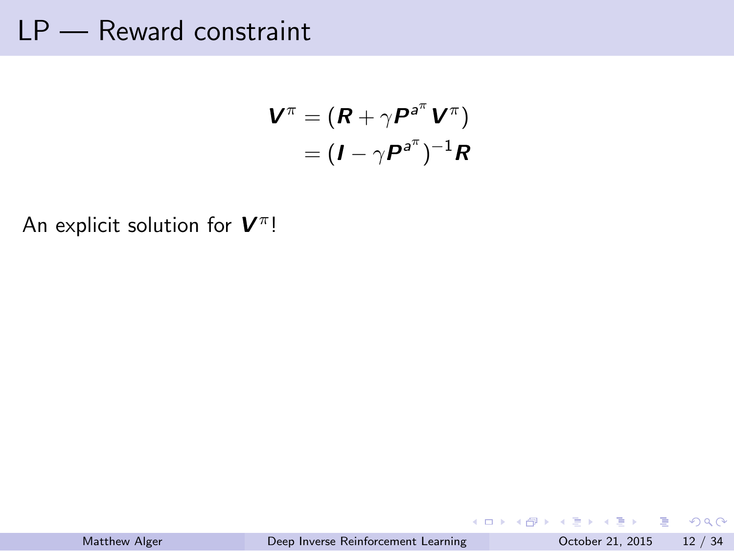# LP — Reward constraint

$$
\begin{aligned}
\boldsymbol{V}^{\pi} &= (\boldsymbol{R} + \gamma \boldsymbol{P}^{a^{\pi}} \boldsymbol{V}^{\pi}) \\
&= (\boldsymbol{I} - \gamma \boldsymbol{P}^{a^{\pi}})^{-1} \boldsymbol{R}
\end{aligned}
$$

An explicit solution for $\boldsymbol{V}^{\pi}$!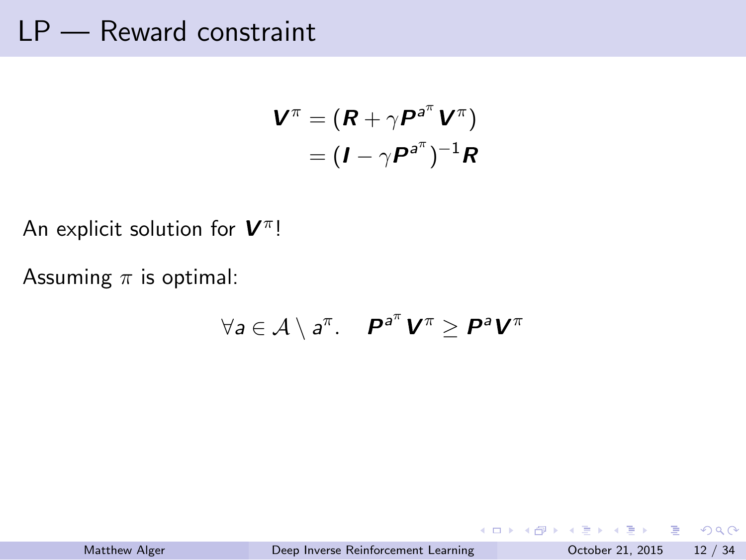# LP — Reward constraint

$$
\begin{aligned}
\boldsymbol{V}^{\pi} &= (\boldsymbol{R} + \gamma \boldsymbol{P}^{a^{\pi}} \boldsymbol{V}^{\pi}) \\
&= (\boldsymbol{I} - \gamma \boldsymbol{P}^{a^{\pi}})^{-1} \boldsymbol{R}
\end{aligned}
$$

An explicit solution for $\boldsymbol{V}^{\pi}$!

Assuming $\pi$ is optimal:

$$
\forall a \in \mathcal{A} \setminus a^{\pi}. \quad \boldsymbol{P}^{a^{\pi}} \boldsymbol{V}^{\pi} \geq \boldsymbol{P}^{a} \boldsymbol{V}^{\pi}
$$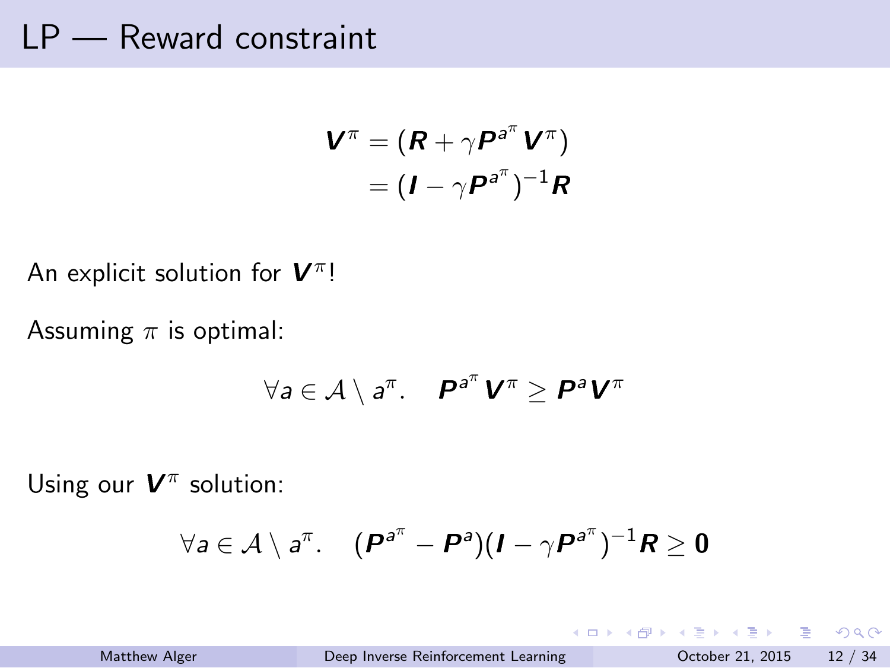# LP — Reward constraint

$$
\begin{aligned}
\boldsymbol{V}^{\pi} &= (\boldsymbol{R} + \gamma \boldsymbol{P}^{a^{\pi}} \boldsymbol{V}^{\pi}) \\
&= (\boldsymbol{I} - \gamma \boldsymbol{P}^{a^{\pi}})^{-1} \boldsymbol{R}
\end{aligned}
$$

An explicit solution for $\boldsymbol{V}^{\pi}$!

Assuming $\pi$ is optimal:

$$
\forall a \in \mathcal{A} \setminus a^{\pi}. \quad \boldsymbol{P}^{a^{\pi}} \boldsymbol{V}^{\pi} \geq \boldsymbol{P}^{a} \boldsymbol{V}^{\pi}
$$

Using our $\boldsymbol{V}^{\pi}$ solution:

$$
\forall a \in \mathcal{A} \setminus a^{\pi}. \quad (\boldsymbol{P}^{a^{\pi}} - \boldsymbol{P}^{a})(\boldsymbol{I} - \gamma \boldsymbol{P}^{a^{\pi}})^{-1} \boldsymbol{R} \geq \boldsymbol{0}
$$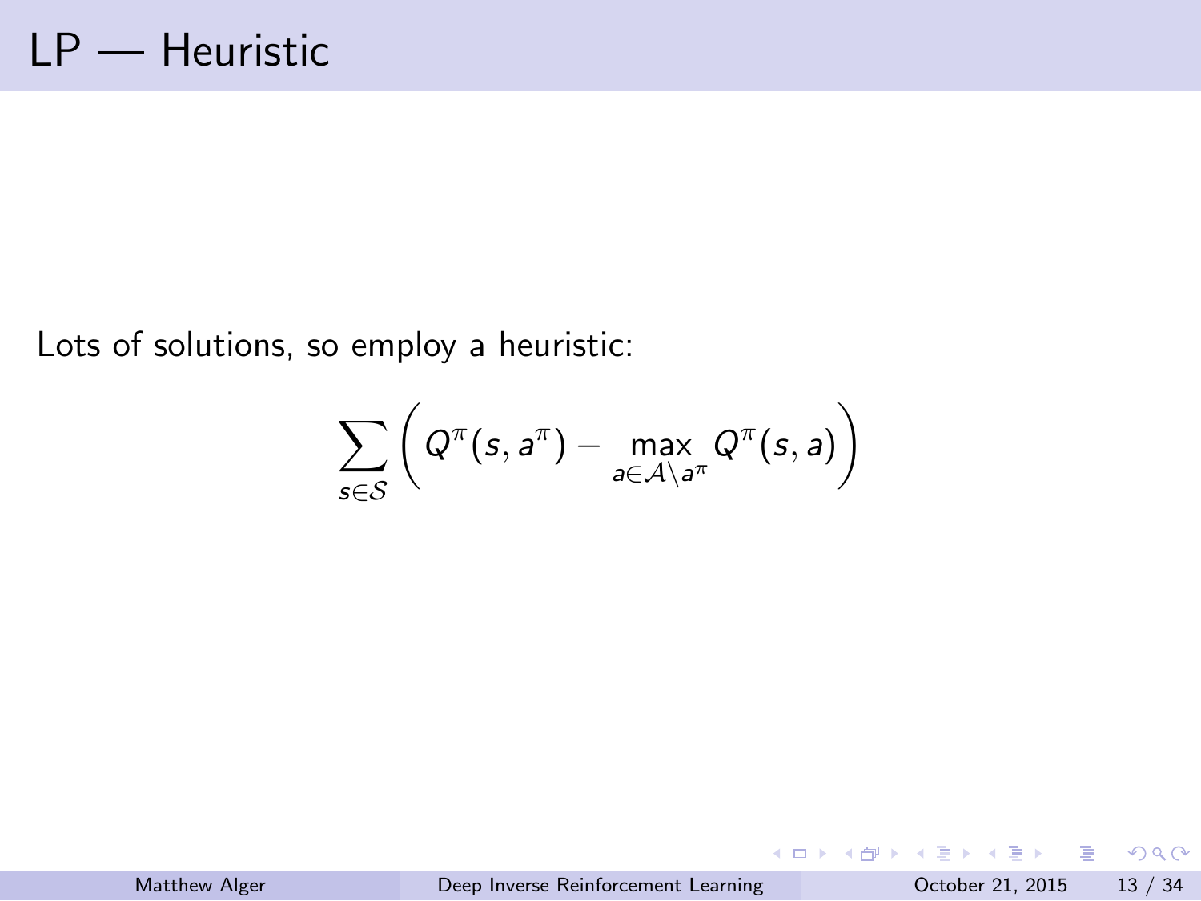# LP — Heuristic

Lots of solutions, so employ a heuristic:

$$\sum_{s \in \mathcal{S}} \left( Q^{\pi}(s, a^{\pi}) - \max_{a \in \mathcal{A} \setminus a^{\pi}} Q^{\pi}(s, a) \right)$$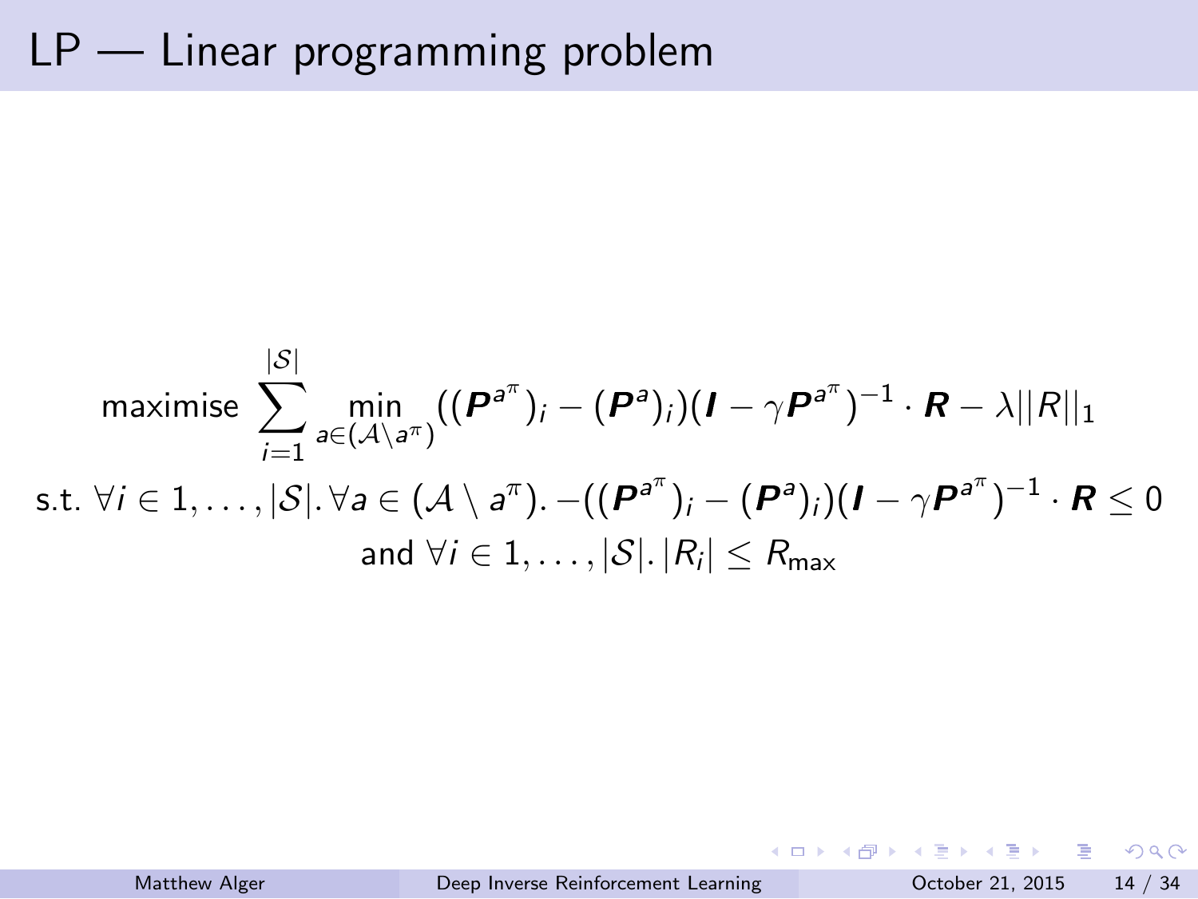# LP — Linear programming problem

$$\text{maximise} \sum_{i=1}^{|\mathcal{S}|} \min_{a \in (\mathcal{A} \setminus a^{\pi})} ((\boldsymbol{P}^{a^{\pi}})_i - (\boldsymbol{P}^{a})_i)(\boldsymbol{I} - \gamma \boldsymbol{P}^{a^{\pi}})^{-1} \cdot \boldsymbol{R} - \lambda ||R||_1$$

$$\text{s.t. } \forall i \in 1, \ldots, |\mathcal{S}|. \forall a \in (\mathcal{A} \setminus a^{\pi}). -((\boldsymbol{P}^{a^{\pi}})_i - (\boldsymbol{P}^{a})_i)(\boldsymbol{I} - \gamma \boldsymbol{P}^{a^{\pi}})^{-1} \cdot \boldsymbol{R} \leq 0$$

$$\text{and } \forall i \in 1, \ldots, |\mathcal{S}|. |R_i| \leq R_{\text{max}}$$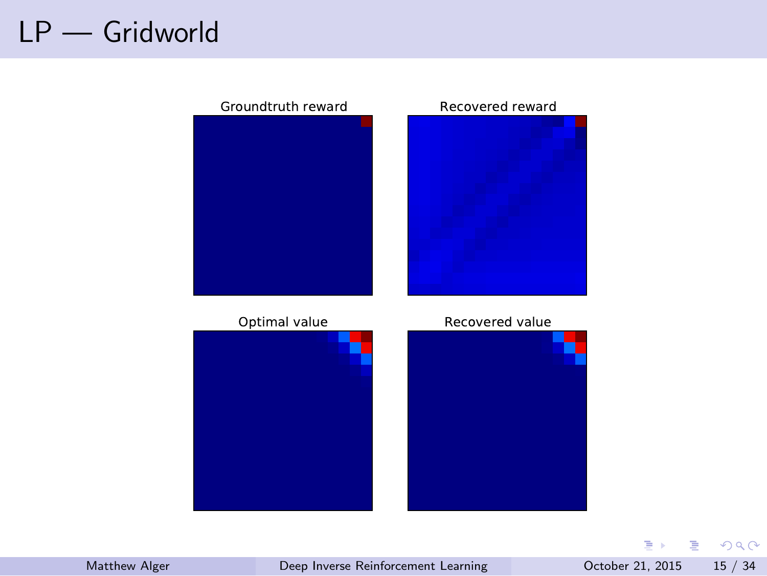# LP — Gridworld

Groundtruth reward

Recovered reward

Optimal value

Recovered value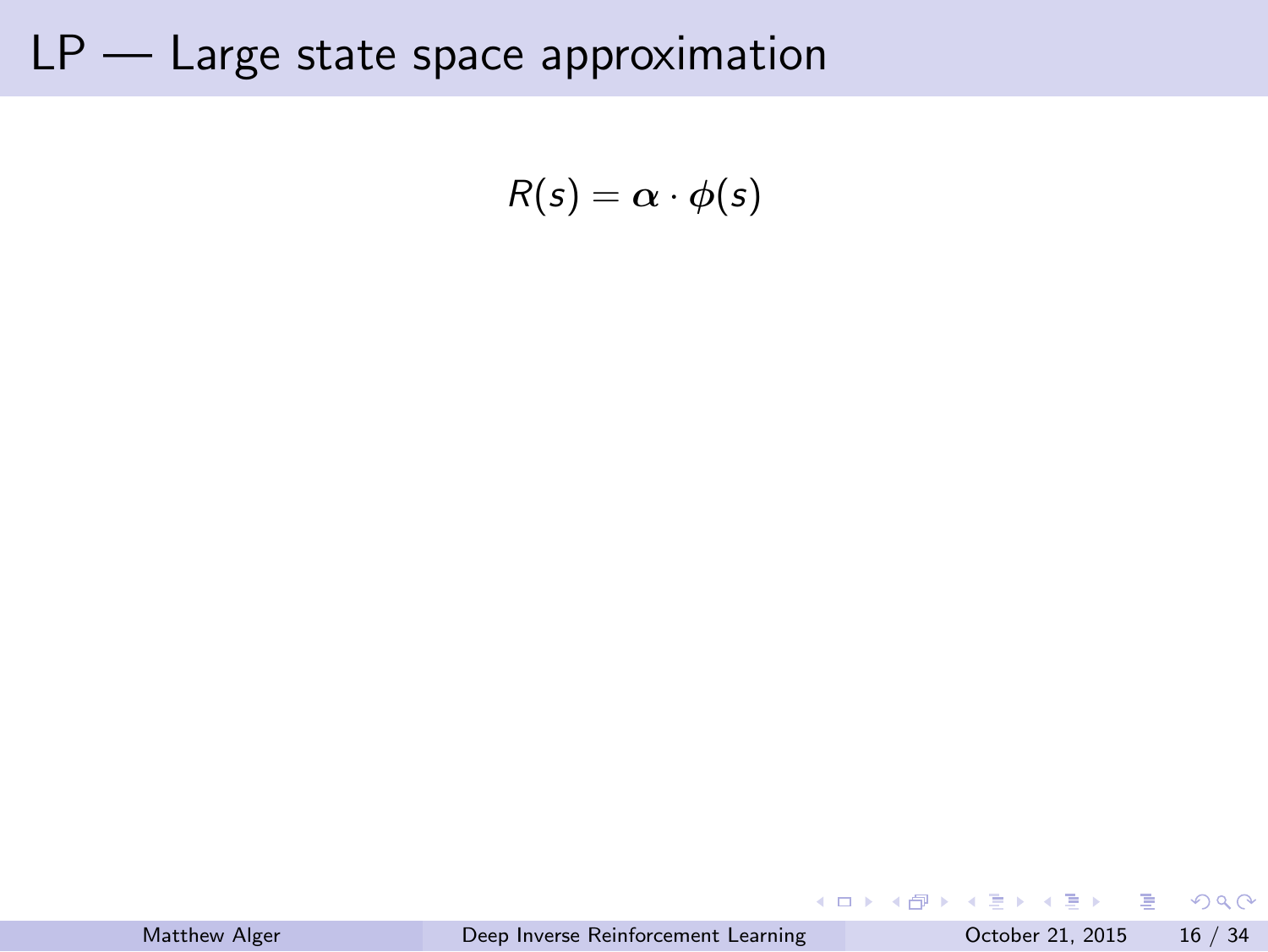# LP — Large state space approximation

$$R(s) = \boldsymbol{\alpha} \cdot \phi(s)$$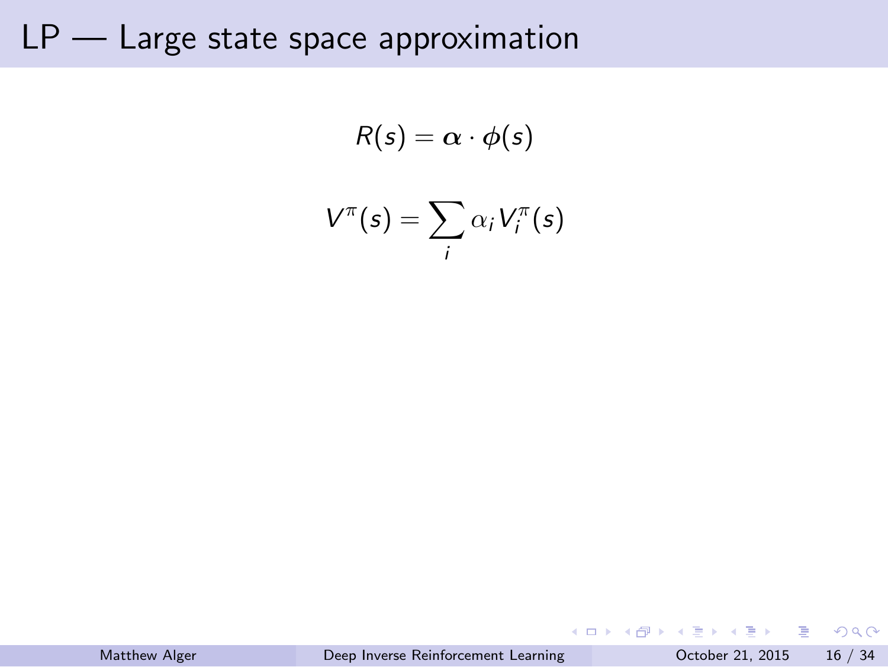# LP — Large state space approximation

$$R(s) = \boldsymbol{\alpha} \cdot \boldsymbol{\phi}(s)$$

$$V^{\pi}(s) = \sum_{i} \alpha_i V_i^{\pi}(s)$$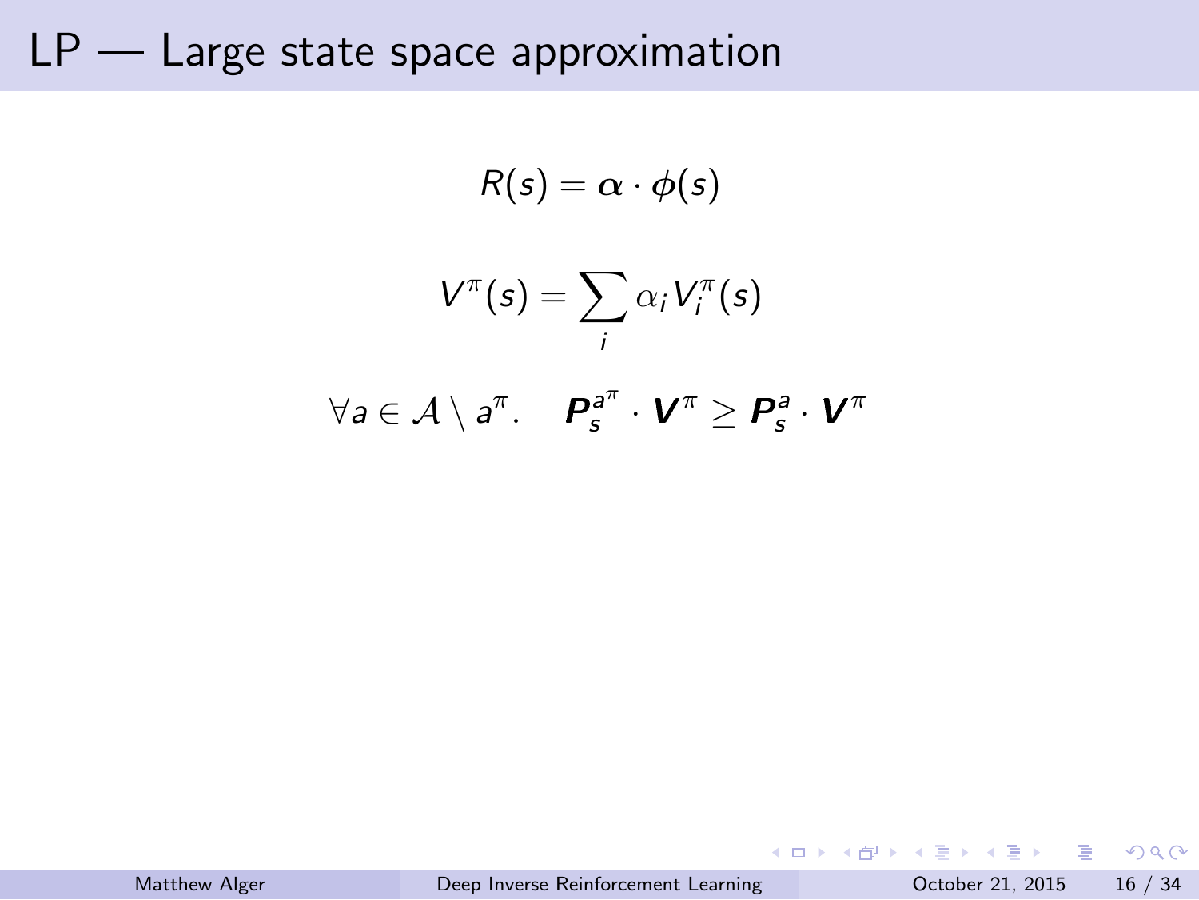# LP — Large state space approximation

$$R(s) = \boldsymbol{\alpha} \cdot \boldsymbol{\phi}(s)$$

$$V^{\pi}(s) = \sum_{i} \alpha_i V_i^{\pi}(s)$$

$$\forall a \in \mathcal{A} \setminus a^{\pi}. \quad \boldsymbol{P}_s^{a^{\pi}} \cdot \boldsymbol{V}^{\pi} \geq \boldsymbol{P}_s^{a} \cdot \boldsymbol{V}^{\pi}$$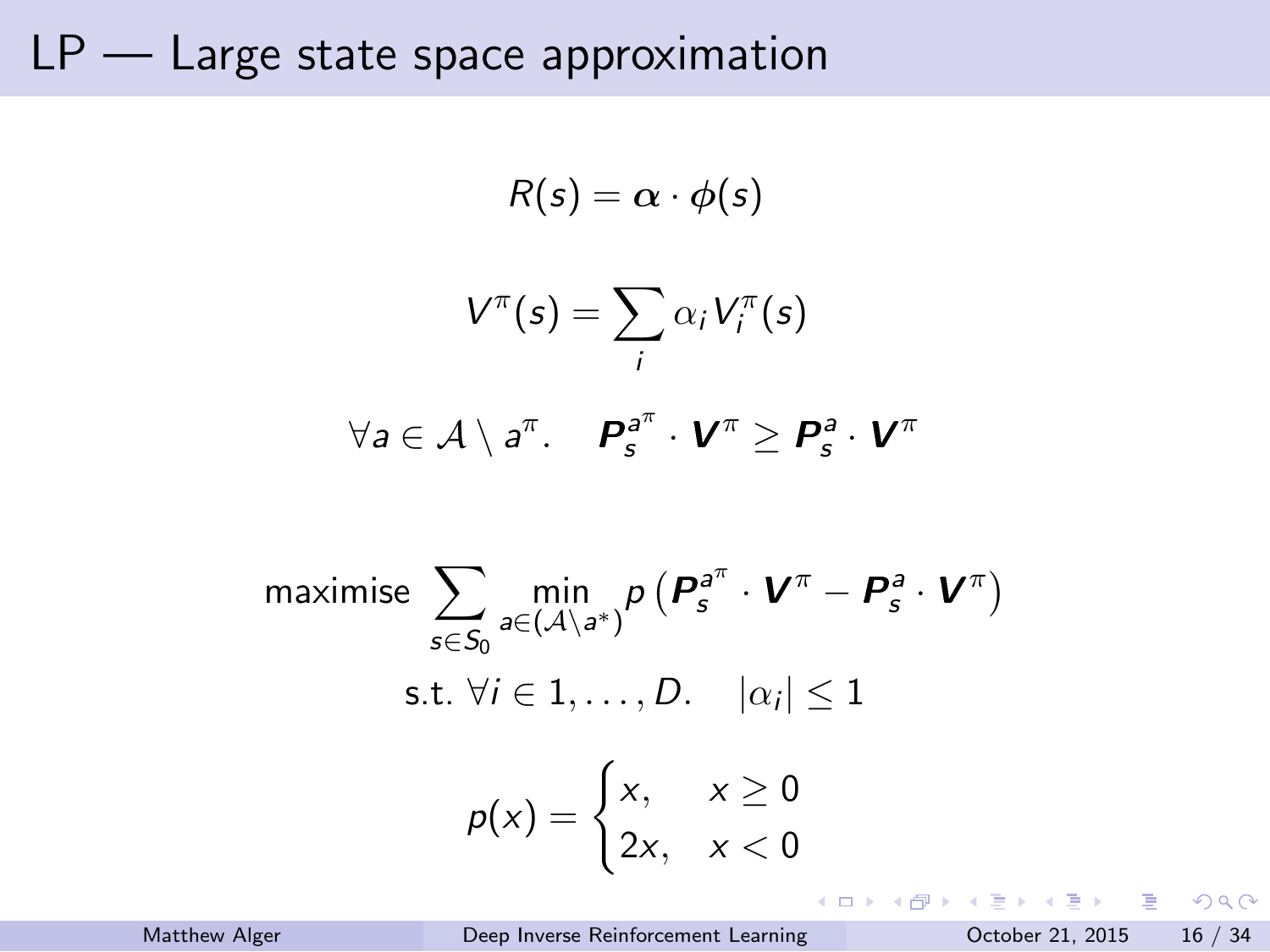# LP — Large state space approximation

$$R(s) = \boldsymbol{\alpha} \cdot \boldsymbol{\phi}(s)$$

$$V^{\pi}(s) = \sum_{i} \alpha_i V_i^{\pi}(s)$$

$$\forall a \in \mathcal{A} \setminus a^{\pi}. \quad \boldsymbol{P}_s^{a^{\pi}} \cdot \boldsymbol{V}^{\pi} \geq \boldsymbol{P}_s^{a} \cdot \boldsymbol{V}^{\pi}$$

$$\text{maximise} \sum_{s \in S_0} \min_{a \in (\mathcal{A} \setminus a^*)} p\left(\boldsymbol{P}_s^{a^{\pi}} \cdot \boldsymbol{V}^{\pi} - \boldsymbol{P}_s^{a} \cdot \boldsymbol{V}^{\pi}\right)$$

$$\text{s.t. } \forall i \in 1, \dots, D. \quad |\alpha_i| \leq 1$$

$$p(x) = \begin{cases} x, & x \geq 0 \\ 2x, & x < 0 \end{cases}$$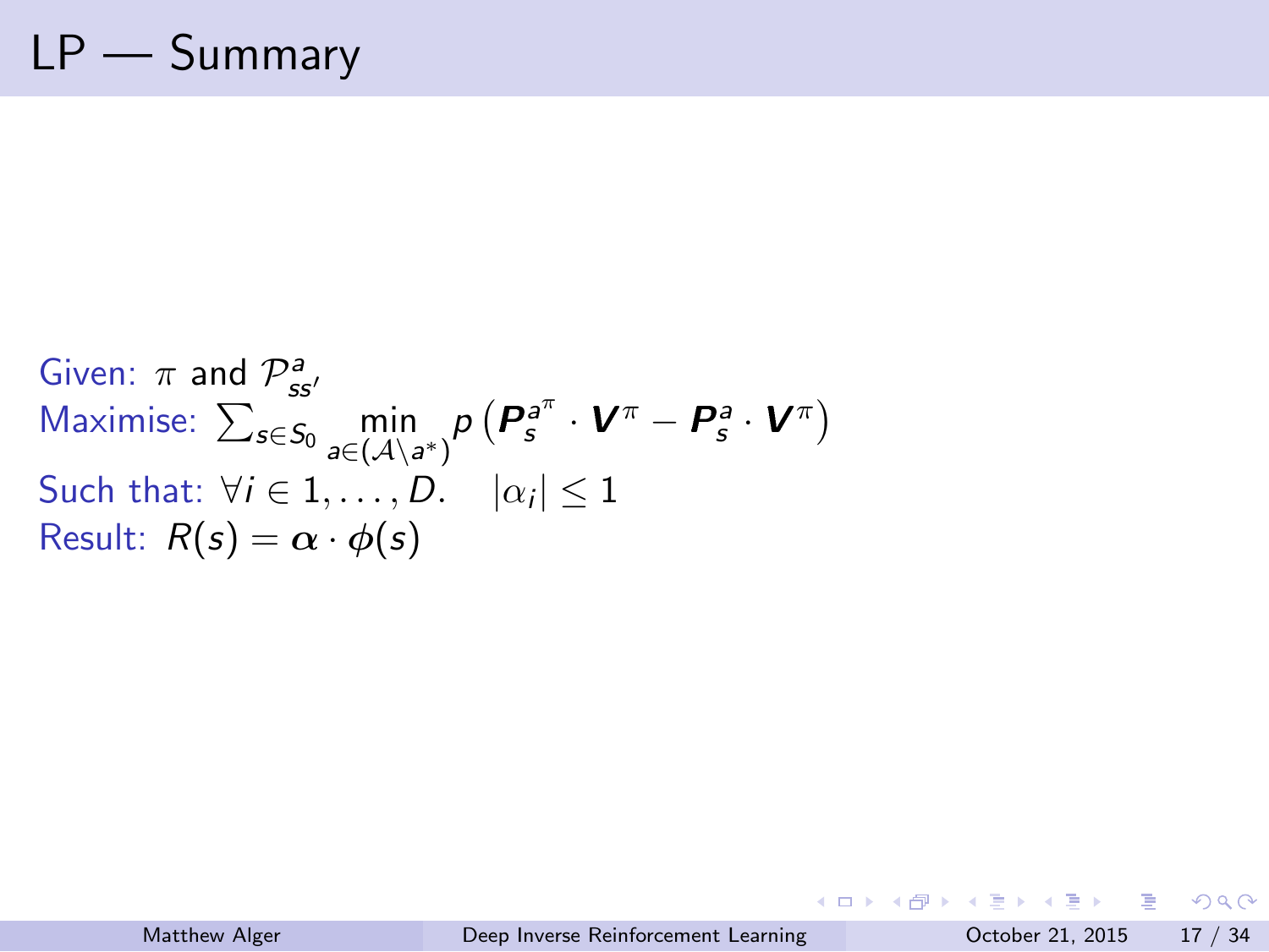# LP — Summary

Given: $\pi$ and $\mathcal{P}^a_{ss'}$

Maximise: $\sum_{s \in S_0} \min_{a \in (\mathcal{A} \setminus a^*)} p\left(\boldsymbol{P}^{a^\pi}_s \cdot \boldsymbol{V}^\pi - \boldsymbol{P}^a_s \cdot \boldsymbol{V}^\pi\right)$

Such that: $\forall i \in 1, \ldots, D. \quad |\alpha_i| \leq 1$

Result: $R(s) = \boldsymbol{\alpha} \cdot \phi(s)$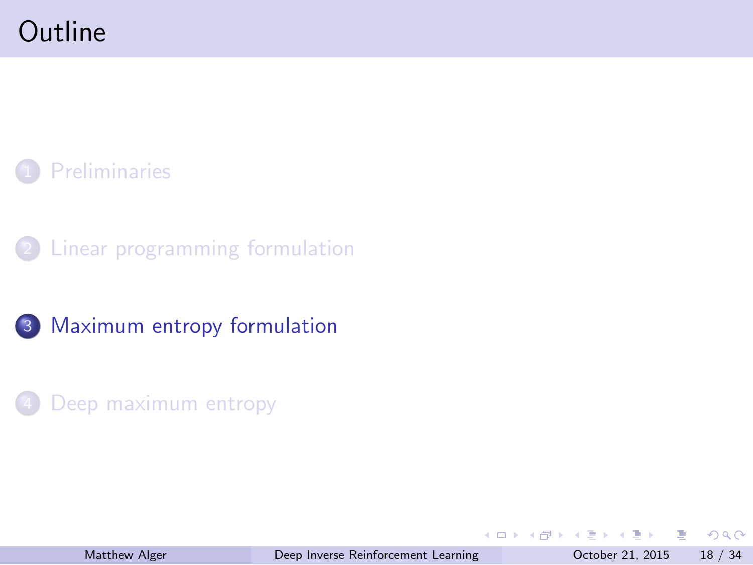# Outline

1. Preliminaries
2. Linear programming formulation
3. **Maximum entropy formulation**
4. Deep maximum entropy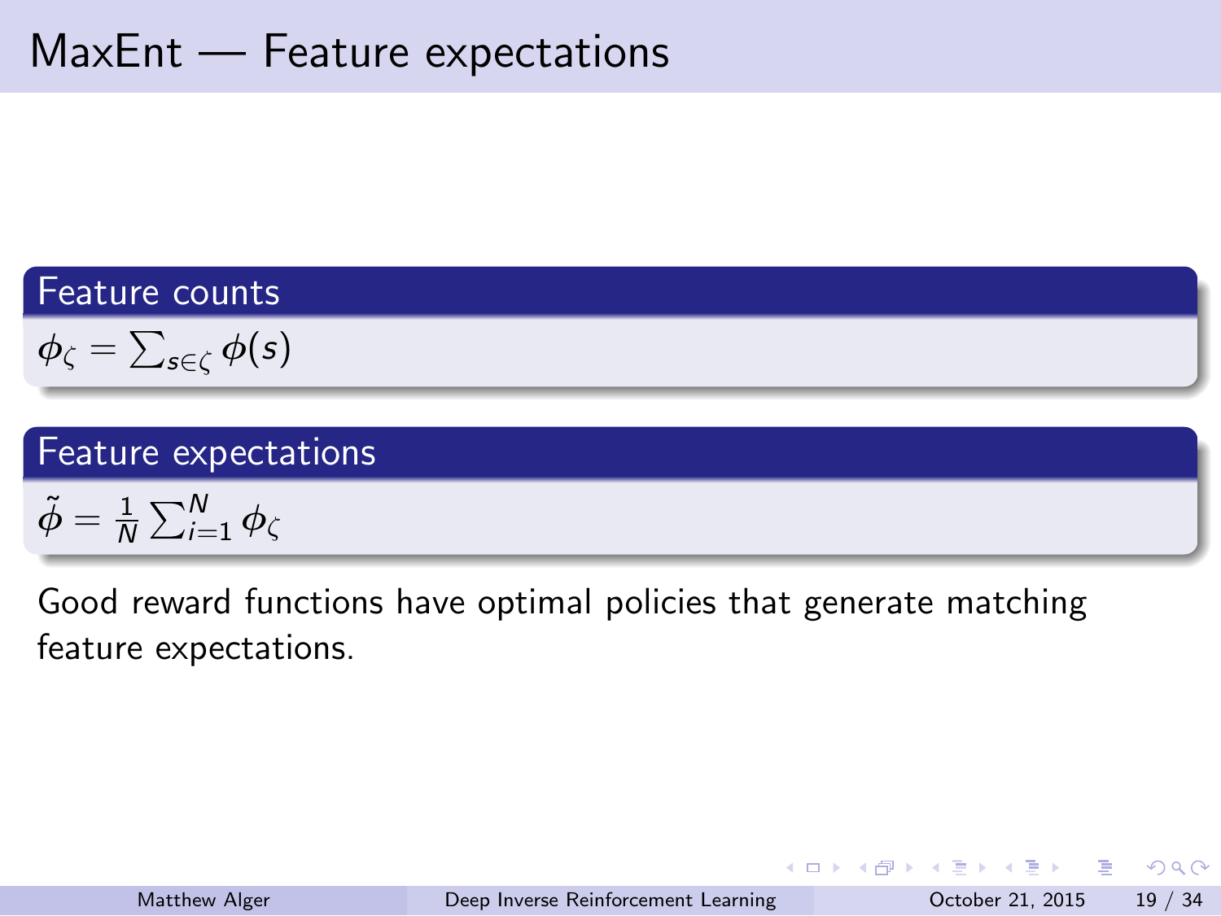# MaxEnt — Feature expectations

**Feature counts**

$\phi_\zeta = \sum_{s \in \zeta} \phi(s)$

**Feature expectations**

$\tilde{\phi} = \frac{1}{N} \sum_{i=1}^{N} \phi_\zeta$

Good reward functions have optimal policies that generate matching feature expectations.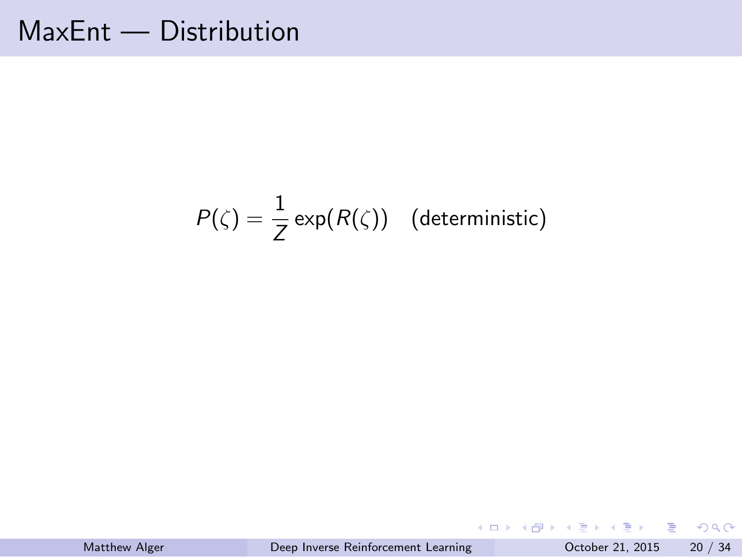# MaxEnt — Distribution

$$P(\zeta) = \frac{1}{Z} \exp(R(\zeta)) \quad \text{(deterministic)}$$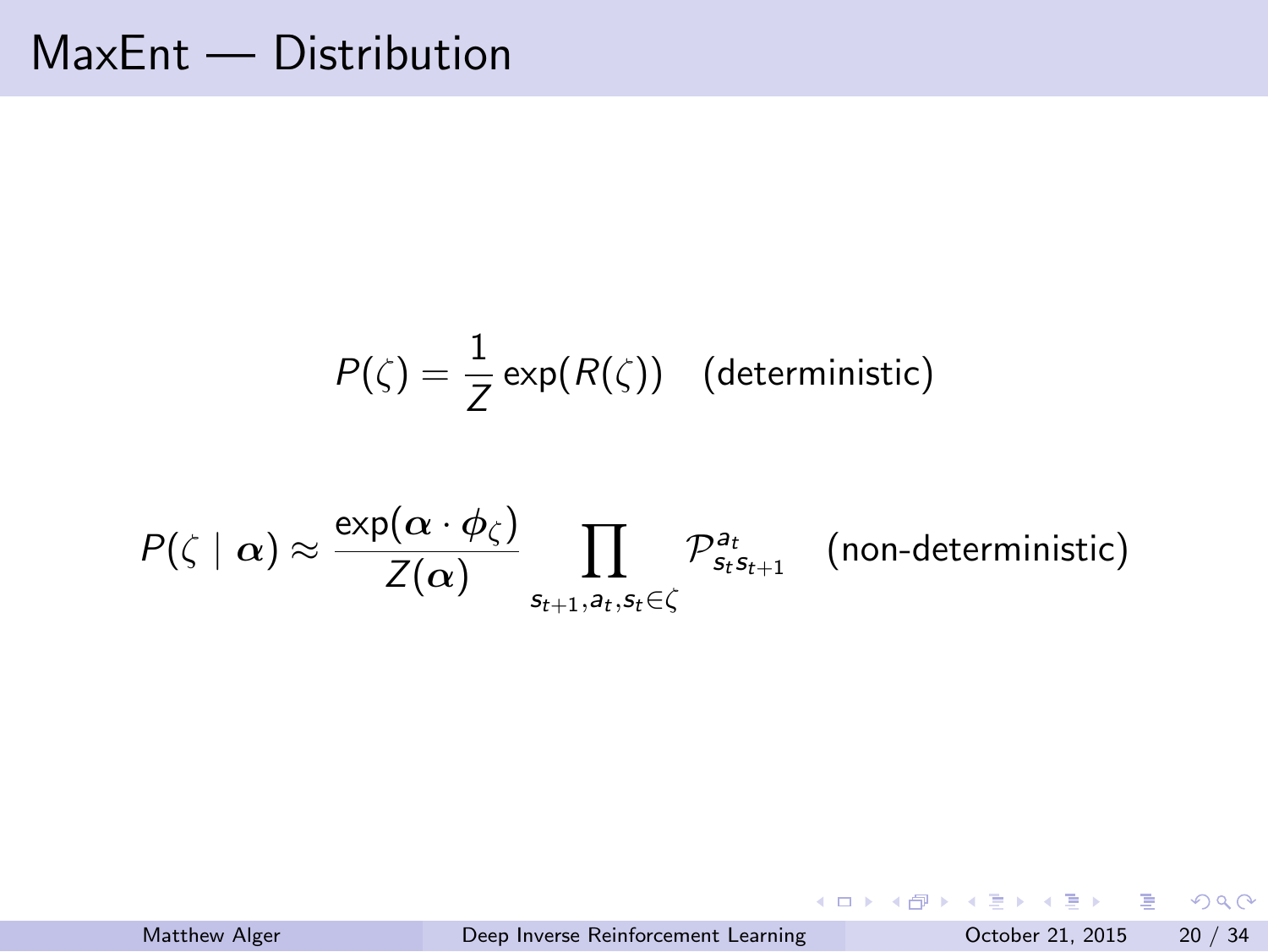# MaxEnt — Distribution

$$P(\zeta) = \frac{1}{Z} \exp(R(\zeta)) \quad \text{(deterministic)}$$

$$P(\zeta \mid \boldsymbol{\alpha}) \approx \frac{\exp(\boldsymbol{\alpha} \cdot \boldsymbol{\phi}_\zeta)}{Z(\boldsymbol{\alpha})} \prod_{s_{t+1}, a_t, s_t \in \zeta} \mathcal{P}^{a_t}_{s_t s_{t+1}} \quad \text{(non-deterministic)}$$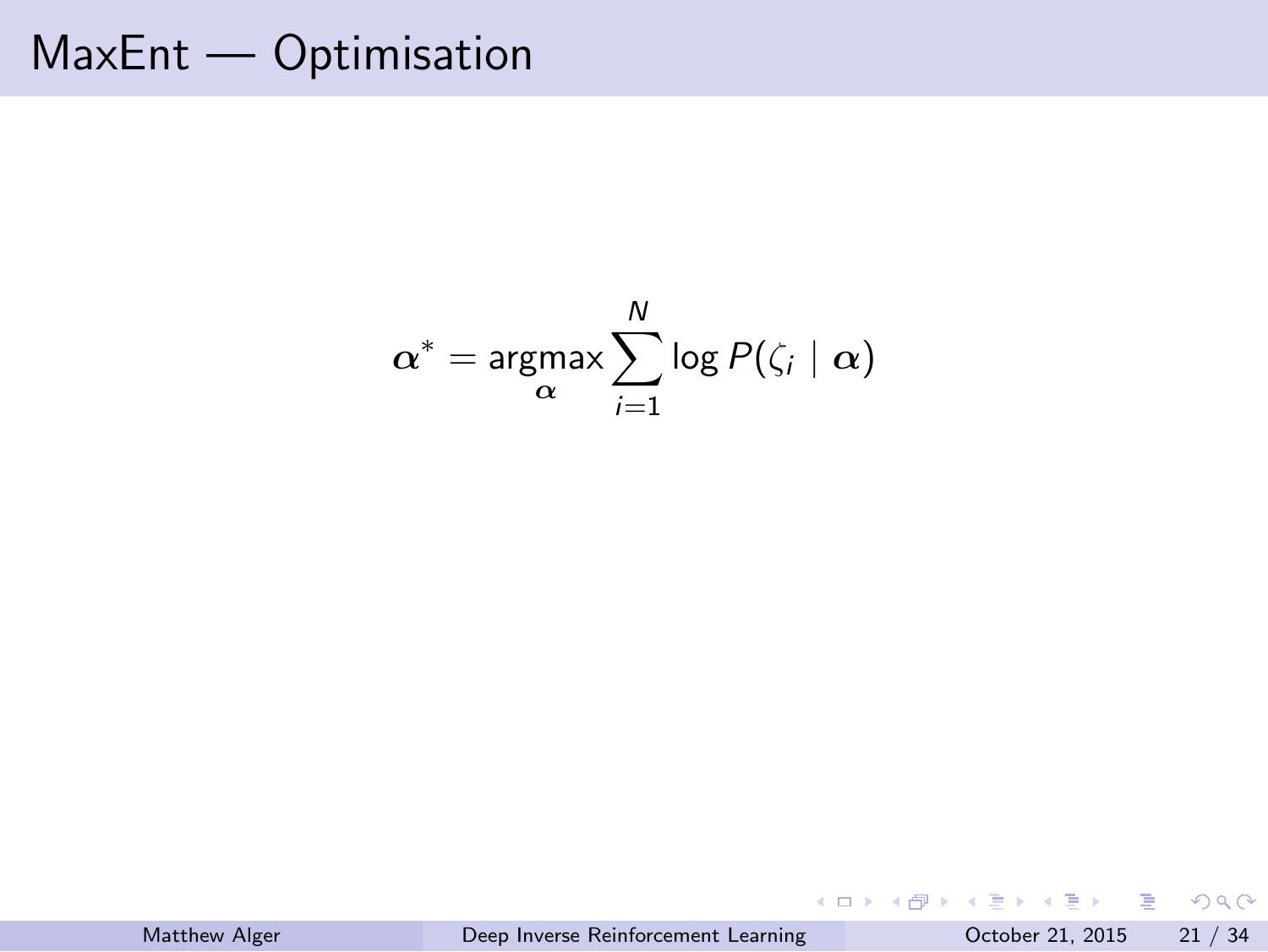# MaxEnt — Optimisation

$$\boldsymbol{\alpha}^* = \underset{\boldsymbol{\alpha}}{\operatorname{argmax}} \sum_{i=1}^{N} \log P(\zeta_i \mid \boldsymbol{\alpha})$$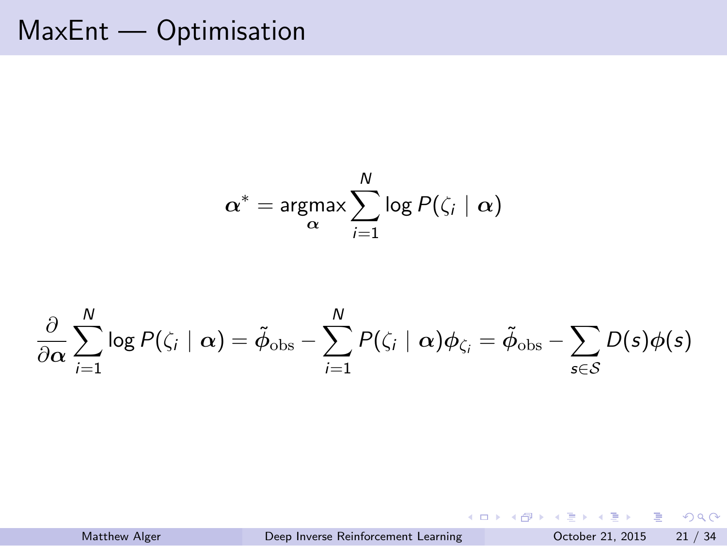# MaxEnt — Optimisation

$$\boldsymbol{\alpha}^* = \underset{\boldsymbol{\alpha}}{\operatorname{argmax}} \sum_{i=1}^{N} \log P(\zeta_i \mid \boldsymbol{\alpha})$$

$$\frac{\partial}{\partial \boldsymbol{\alpha}} \sum_{i=1}^{N} \log P(\zeta_i \mid \boldsymbol{\alpha}) = \tilde{\boldsymbol{\phi}}_{\text{obs}} - \sum_{i=1}^{N} P(\zeta_i \mid \boldsymbol{\alpha}) \boldsymbol{\phi}_{\zeta_i} = \tilde{\boldsymbol{\phi}}_{\text{obs}} - \sum_{s \in \mathcal{S}} D(s) \boldsymbol{\phi}(s)$$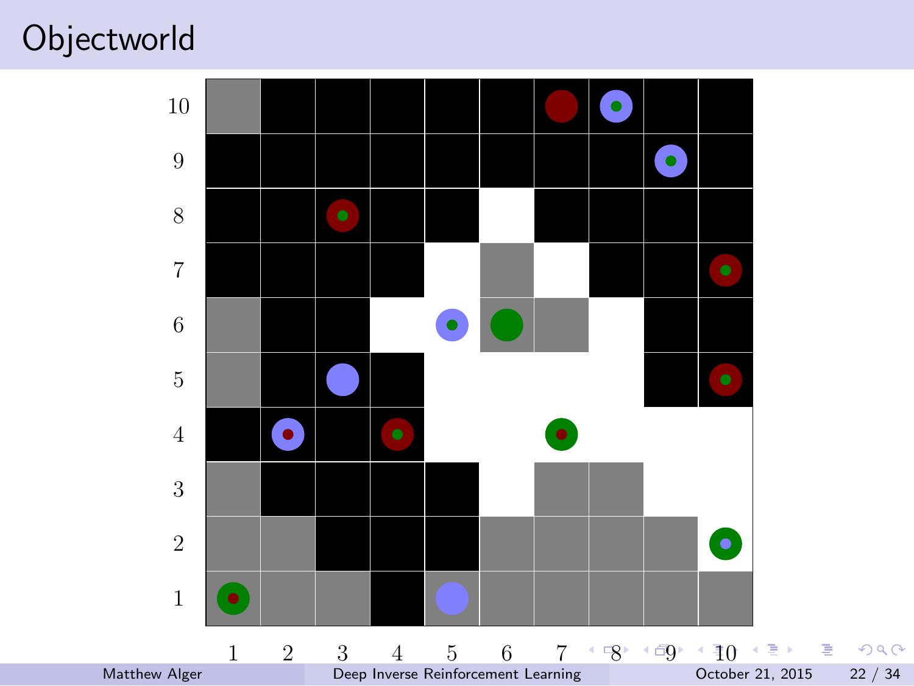# Objectworld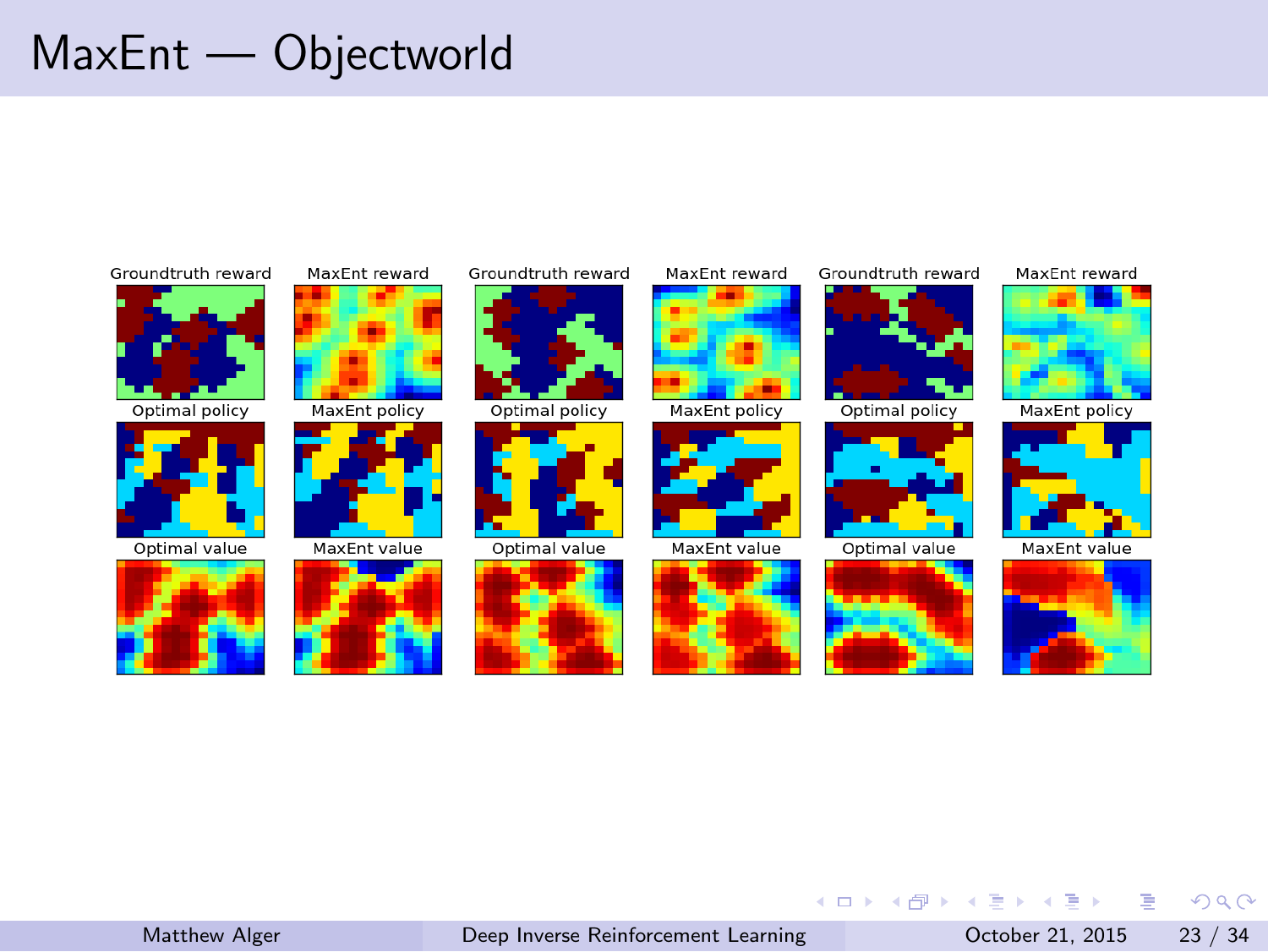# MaxEnt — Objectworld

| Groundtruth reward | MaxEnt reward | Groundtruth reward | MaxEnt reward | Groundtruth reward | MaxEnt reward |
|---|---|---|---|---|---|
| Optimal policy | MaxEnt policy | Optimal policy | MaxEnt policy | Optimal policy | MaxEnt policy |
| Optimal value | MaxEnt value | Optimal value | MaxEnt value | Optimal value | MaxEnt value |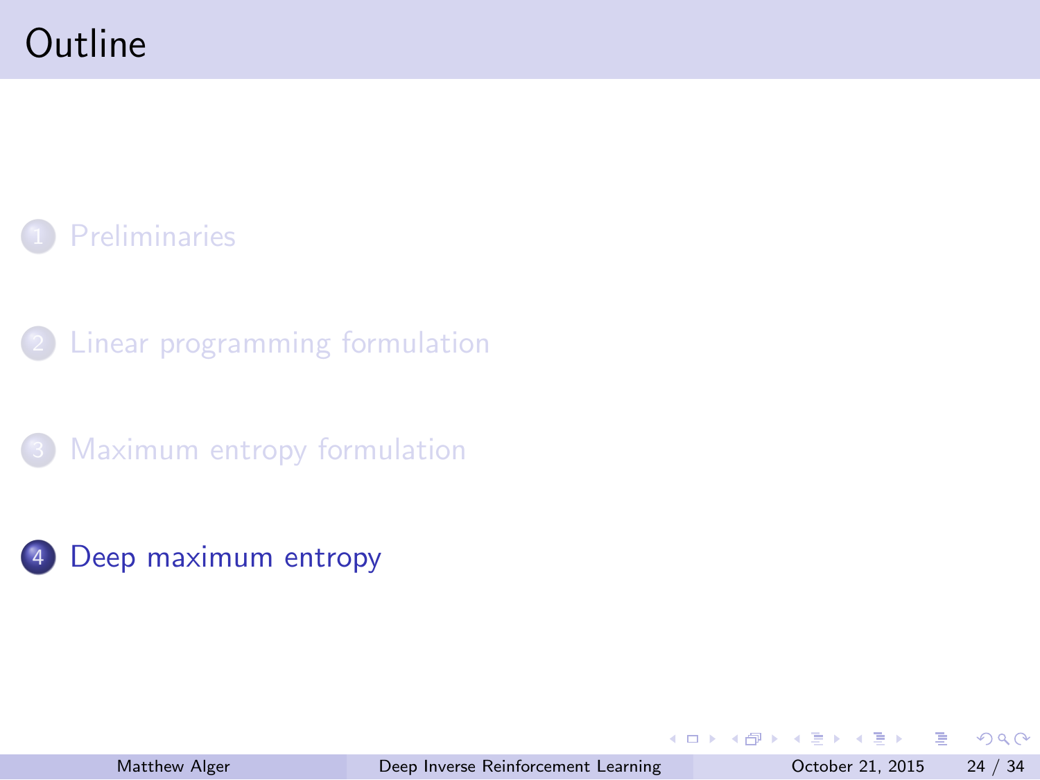# Outline

1. Preliminaries
2. Linear programming formulation
3. Maximum entropy formulation
4. **Deep maximum entropy**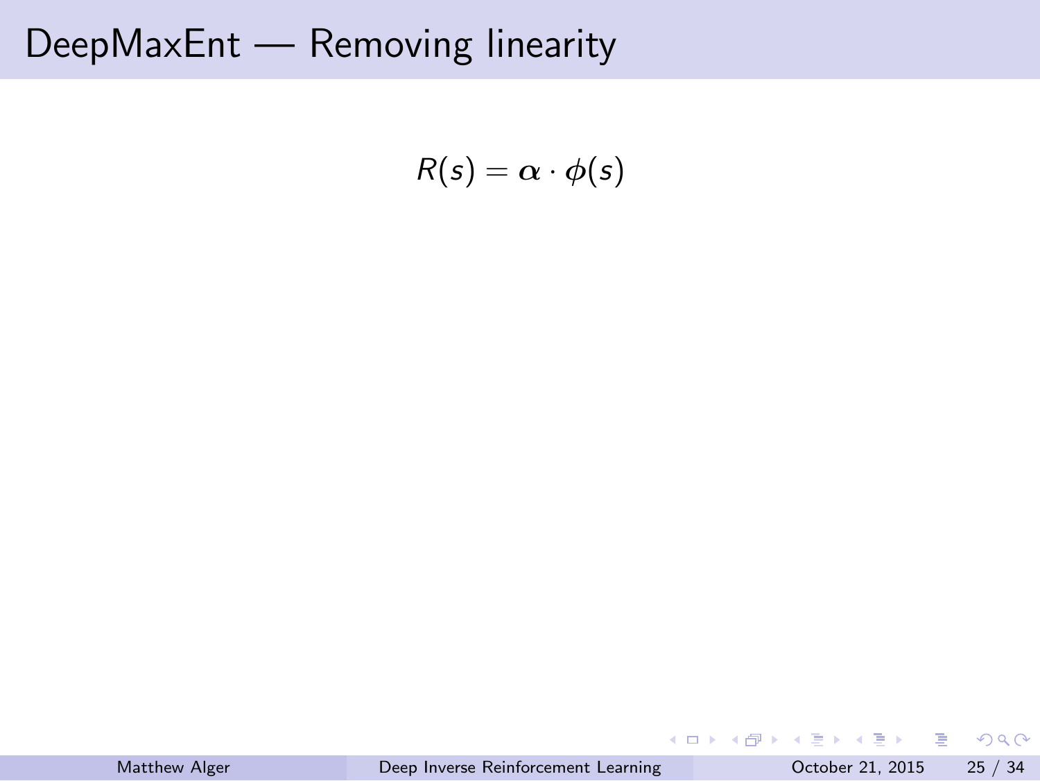# DeepMaxEnt — Removing linearity

$$R(s) = \boldsymbol{\alpha} \cdot \phi(s)$$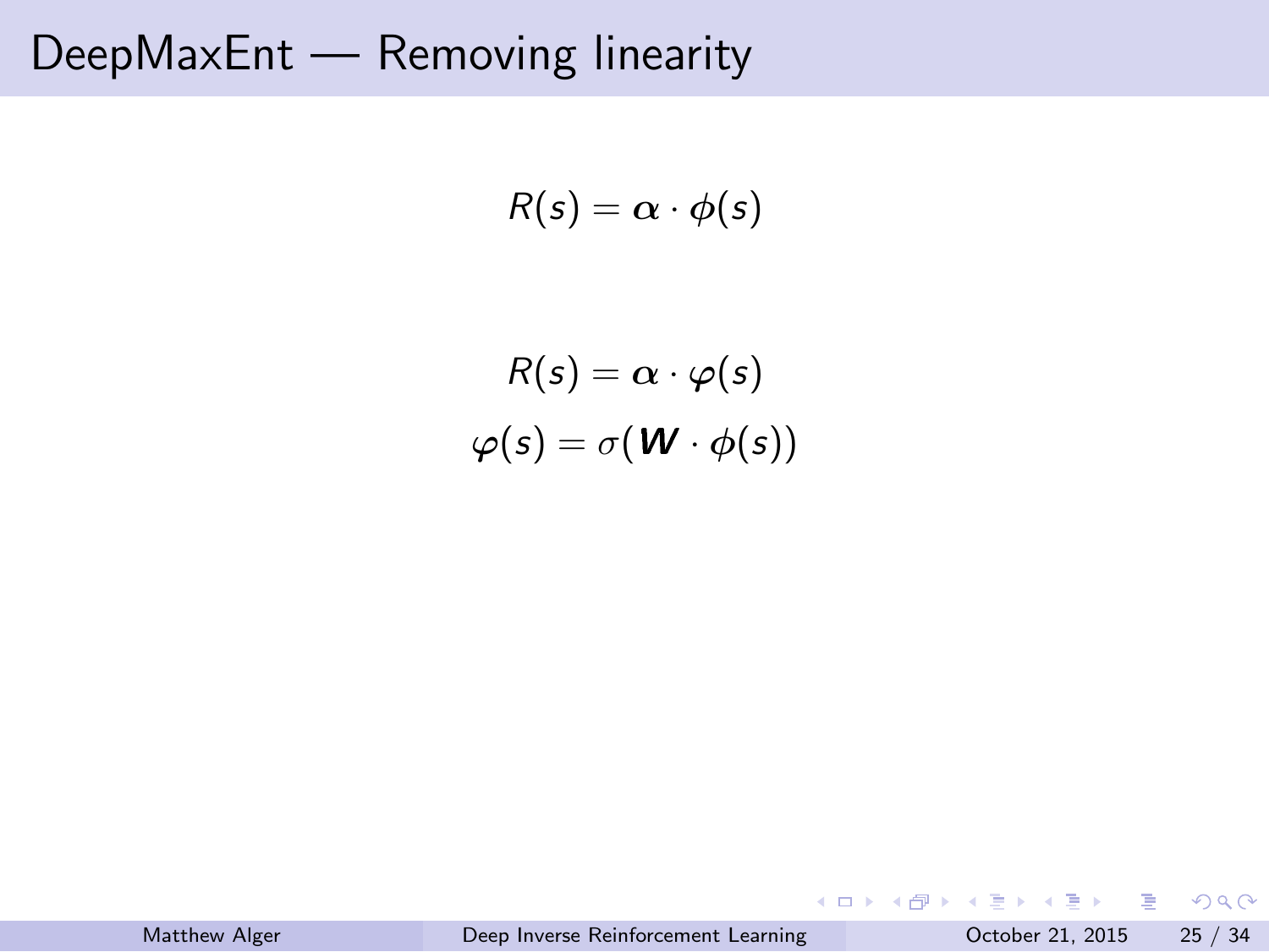# DeepMaxEnt — Removing linearity

$$R(s) = \boldsymbol{\alpha} \cdot \phi(s)$$

$$R(s) = \boldsymbol{\alpha} \cdot \boldsymbol{\varphi}(s)$$

$$\boldsymbol{\varphi}(s) = \sigma(\boldsymbol{W} \cdot \phi(s))$$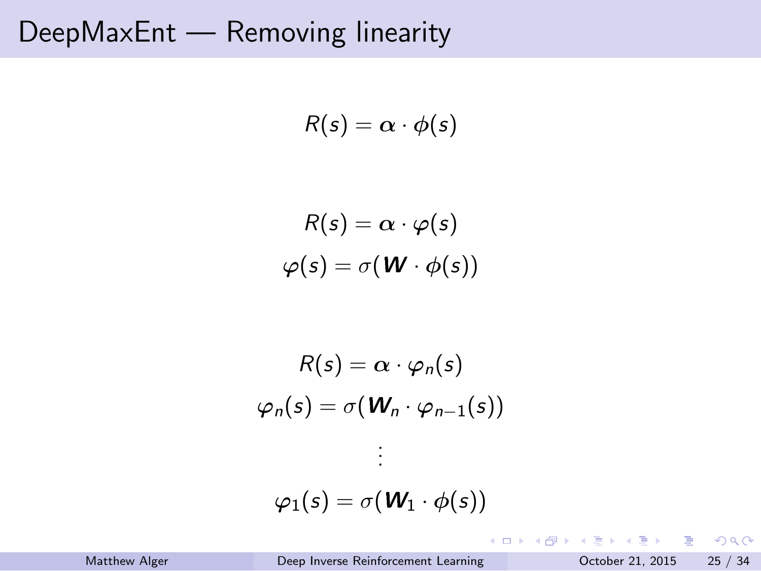# DeepMaxEnt — Removing linearity

$$R(s) = \boldsymbol{\alpha} \cdot \phi(s)$$

$$R(s) = \boldsymbol{\alpha} \cdot \boldsymbol{\varphi}(s)$$

$$\boldsymbol{\varphi}(s) = \sigma(\boldsymbol{W} \cdot \phi(s))$$

$$R(s) = \boldsymbol{\alpha} \cdot \boldsymbol{\varphi}_n(s)$$

$$\boldsymbol{\varphi}_n(s) = \sigma(\boldsymbol{W}_n \cdot \boldsymbol{\varphi}_{n-1}(s))$$

$$\vdots$$

$$\boldsymbol{\varphi}_1(s) = \sigma(\boldsymbol{W}_1 \cdot \phi(s))$$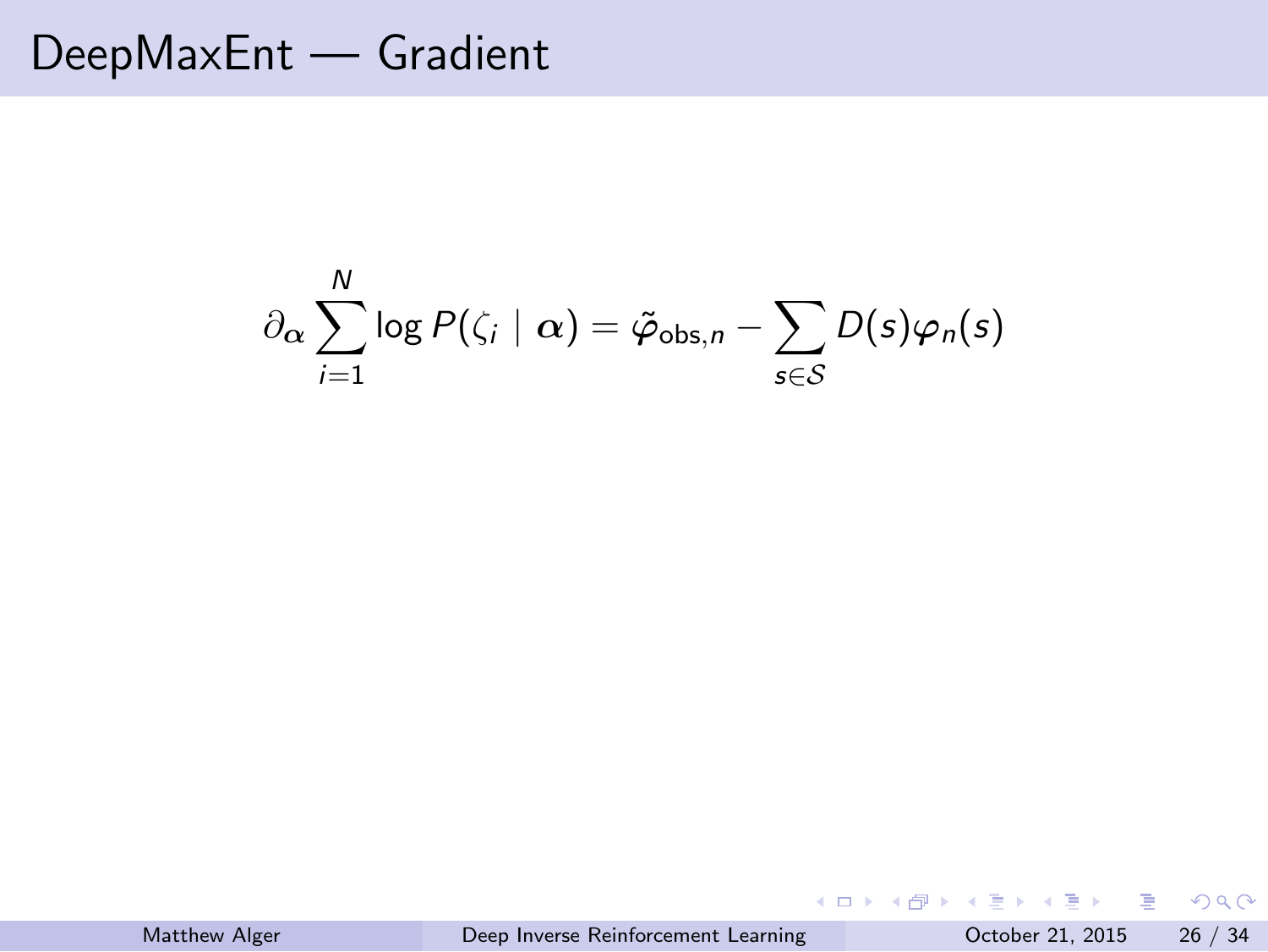# DeepMaxEnt — Gradient

$$\partial_{\boldsymbol{\alpha}} \sum_{i=1}^{N} \log P(\zeta_i \mid \boldsymbol{\alpha}) = \tilde{\varphi}_{\text{obs},n} - \sum_{s \in \mathcal{S}} D(s) \varphi_n(s)$$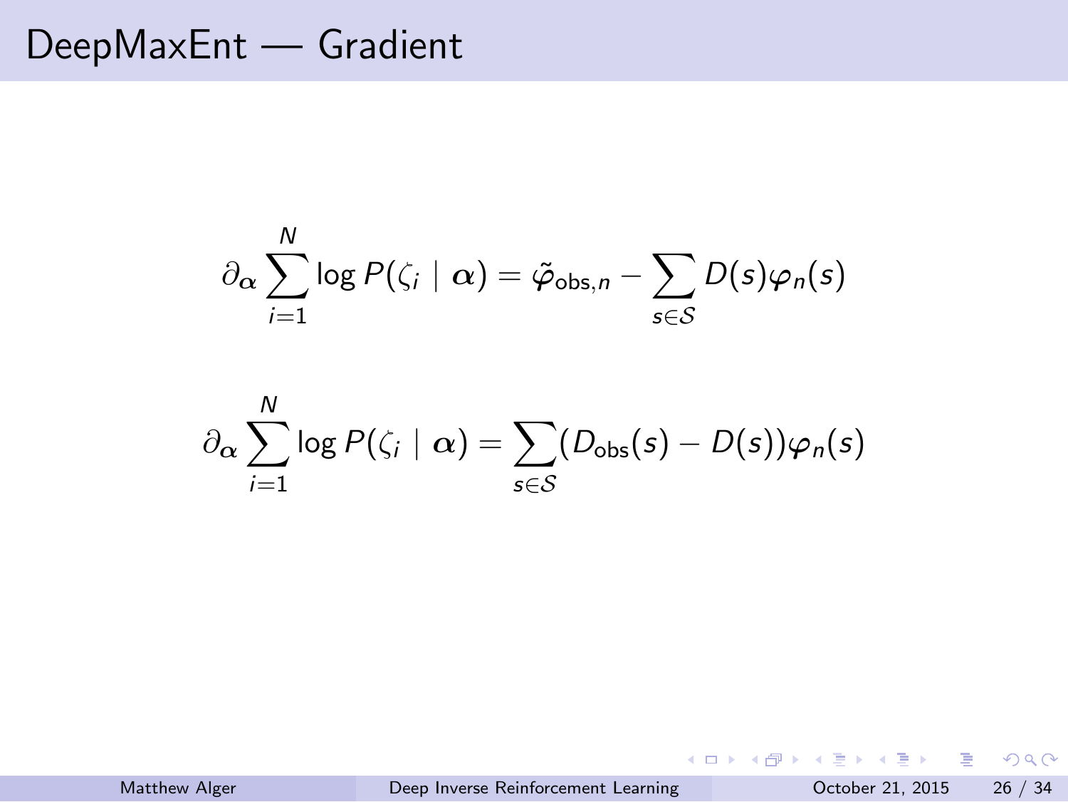# DeepMaxEnt — Gradient

$$\partial_{\boldsymbol{\alpha}} \sum_{i=1}^{N} \log P(\zeta_i \mid \boldsymbol{\alpha}) = \tilde{\varphi}_{\text{obs},n} - \sum_{s \in \mathcal{S}} D(s) \varphi_n(s)$$

$$\partial_{\boldsymbol{\alpha}} \sum_{i=1}^{N} \log P(\zeta_i \mid \boldsymbol{\alpha}) = \sum_{s \in \mathcal{S}} (D_{\text{obs}}(s) - D(s)) \varphi_n(s)$$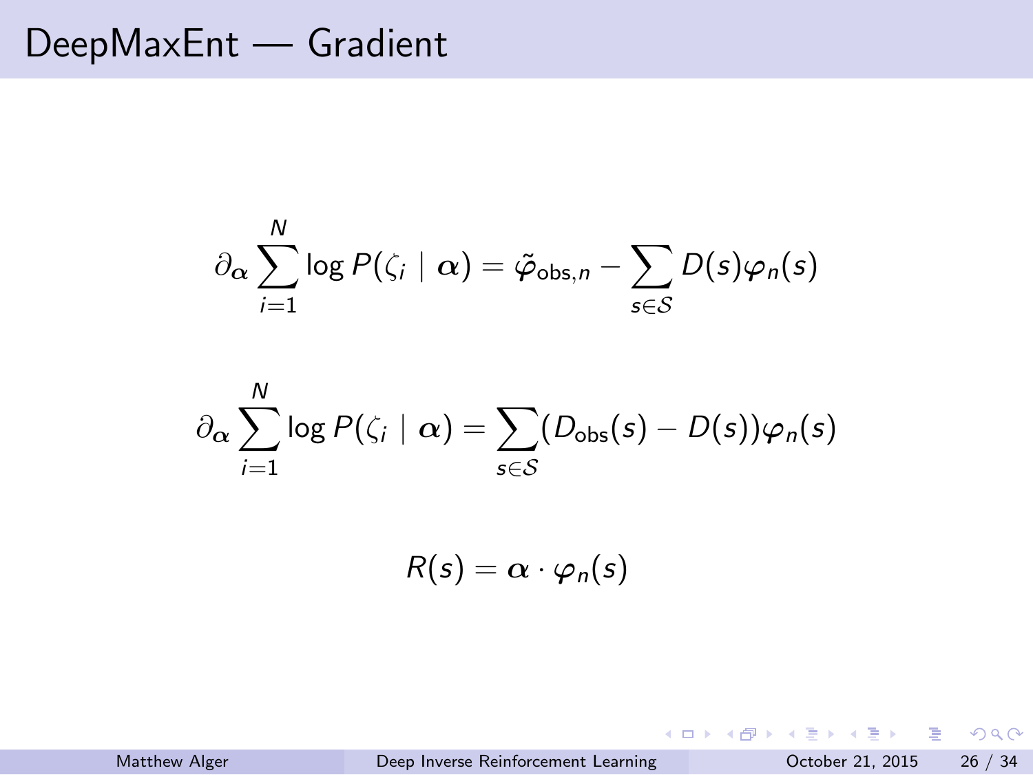# DeepMaxEnt — Gradient

$$\partial_{\boldsymbol{\alpha}} \sum_{i=1}^{N} \log P(\zeta_i \mid \boldsymbol{\alpha}) = \tilde{\boldsymbol{\varphi}}_{\text{obs},n} - \sum_{s \in \mathcal{S}} D(s) \boldsymbol{\varphi}_n(s)$$

$$\partial_{\boldsymbol{\alpha}} \sum_{i=1}^{N} \log P(\zeta_i \mid \boldsymbol{\alpha}) = \sum_{s \in \mathcal{S}} (D_{\text{obs}}(s) - D(s)) \boldsymbol{\varphi}_n(s)$$

$$R(s) = \boldsymbol{\alpha} \cdot \boldsymbol{\varphi}_n(s)$$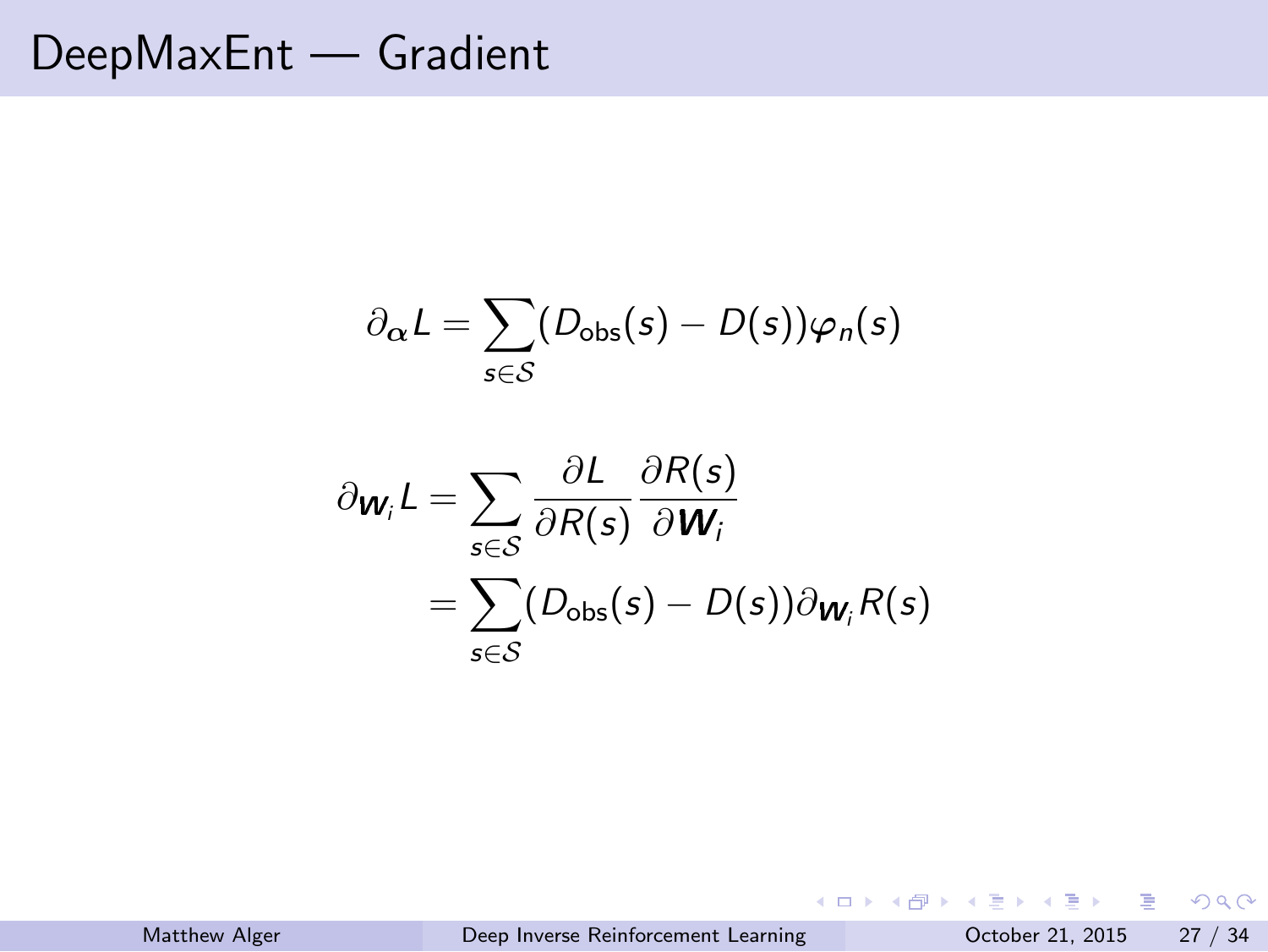# DeepMaxEnt — Gradient

$$\partial_{\boldsymbol{\alpha}} L = \sum_{s \in \mathcal{S}} (D_{\text{obs}}(s) - D(s)) \varphi_n(s)$$

$$\begin{aligned}
\partial_{\boldsymbol{W}_i} L &= \sum_{s \in \mathcal{S}} \frac{\partial L}{\partial R(s)} \frac{\partial R(s)}{\partial \boldsymbol{W}_i} \\
&= \sum_{s \in \mathcal{S}} (D_{\text{obs}}(s) - D(s)) \partial_{\boldsymbol{W}_i} R(s)
\end{aligned}$$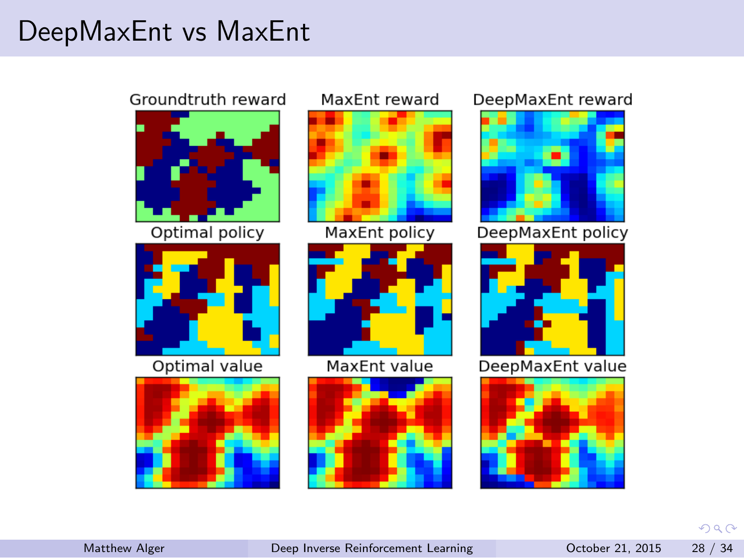# DeepMaxEnt vs MaxEnt

Groundtruth reward | MaxEnt reward | DeepMaxEnt reward

Optimal policy | MaxEnt policy | DeepMaxEnt policy

Optimal value | MaxEnt value | DeepMaxEnt value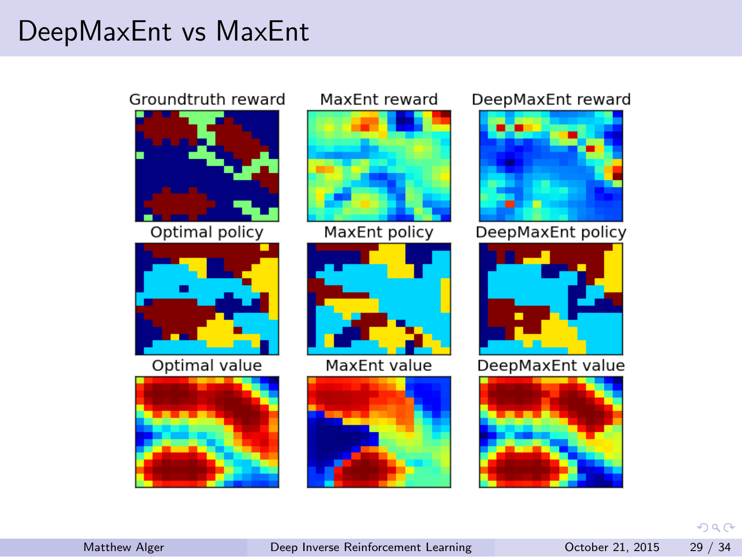# DeepMaxEnt vs MaxEnt

Groundtruth reward | MaxEnt reward | DeepMaxEnt reward

Optimal policy | MaxEnt policy | DeepMaxEnt policy

Optimal value | MaxEnt value | DeepMaxEnt value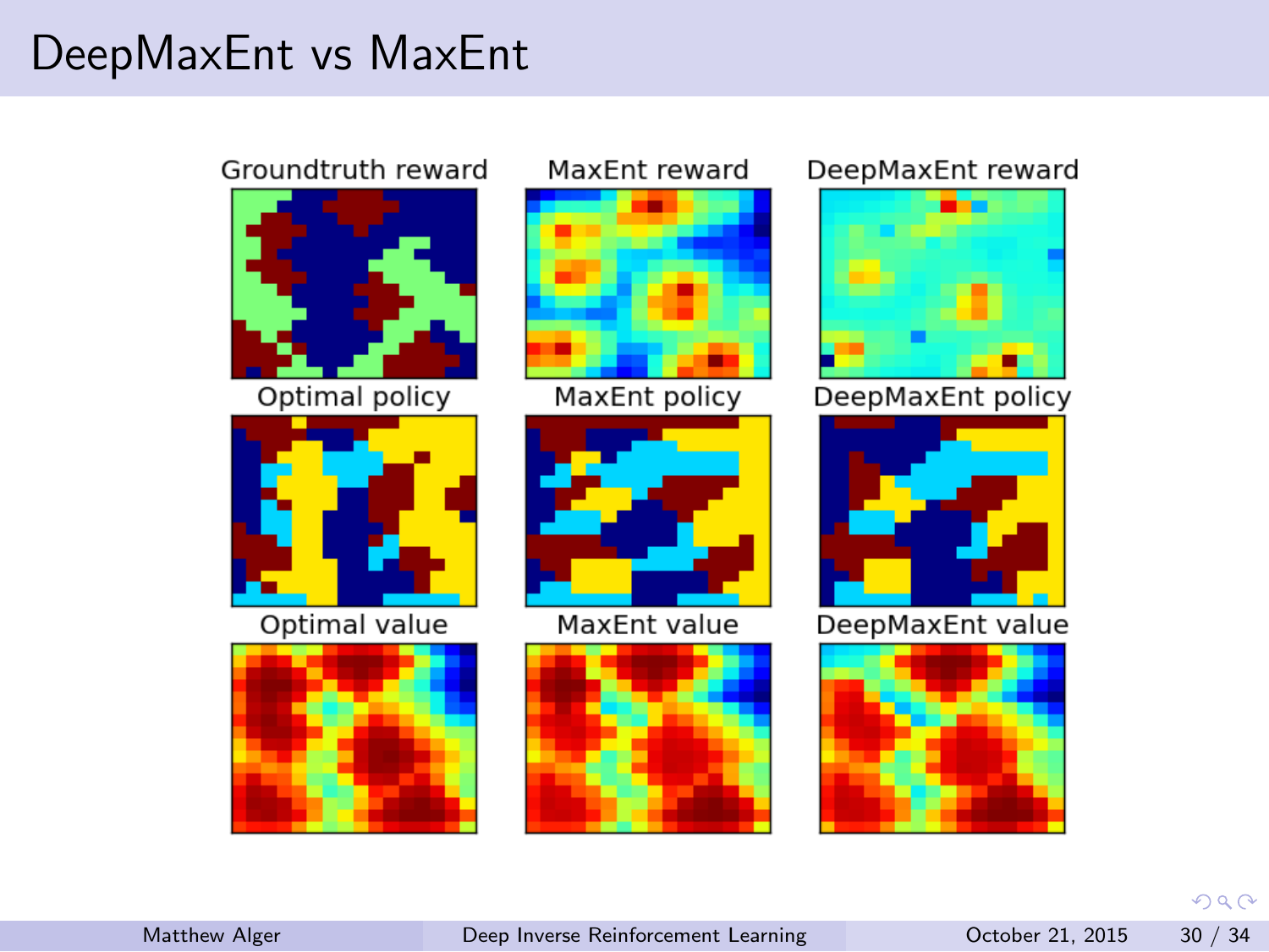# DeepMaxEnt vs MaxEnt

Groundtruth reward | MaxEnt reward | DeepMaxEnt reward

Optimal policy | MaxEnt policy | DeepMaxEnt policy

Optimal value | MaxEnt value | DeepMaxEnt value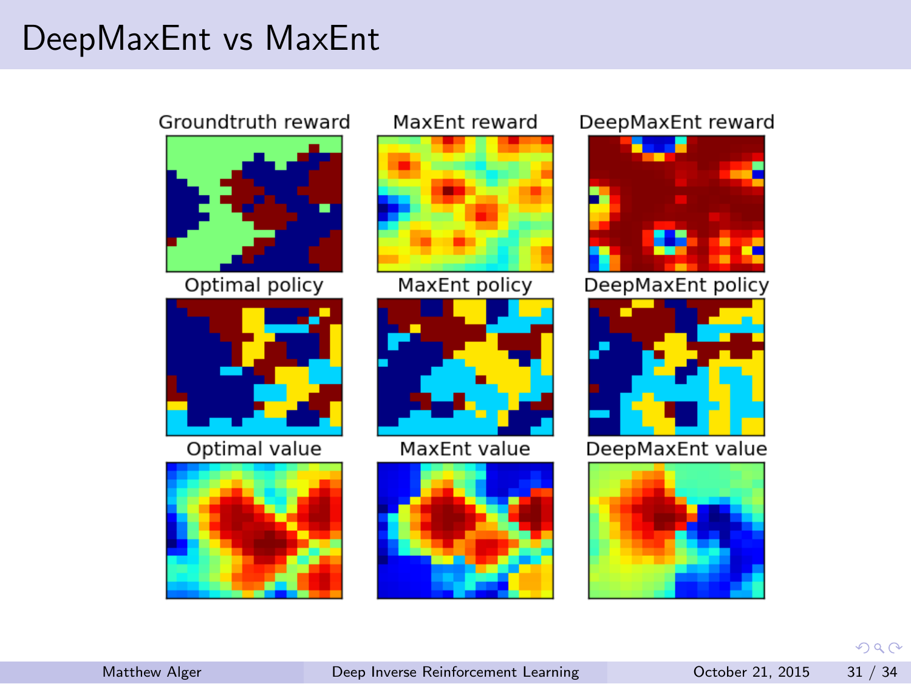# DeepMaxEnt vs MaxEnt

Groundtruth reward | MaxEnt reward | DeepMaxEnt reward

Optimal policy | MaxEnt policy | DeepMaxEnt policy

Optimal value | MaxEnt value | DeepMaxEnt value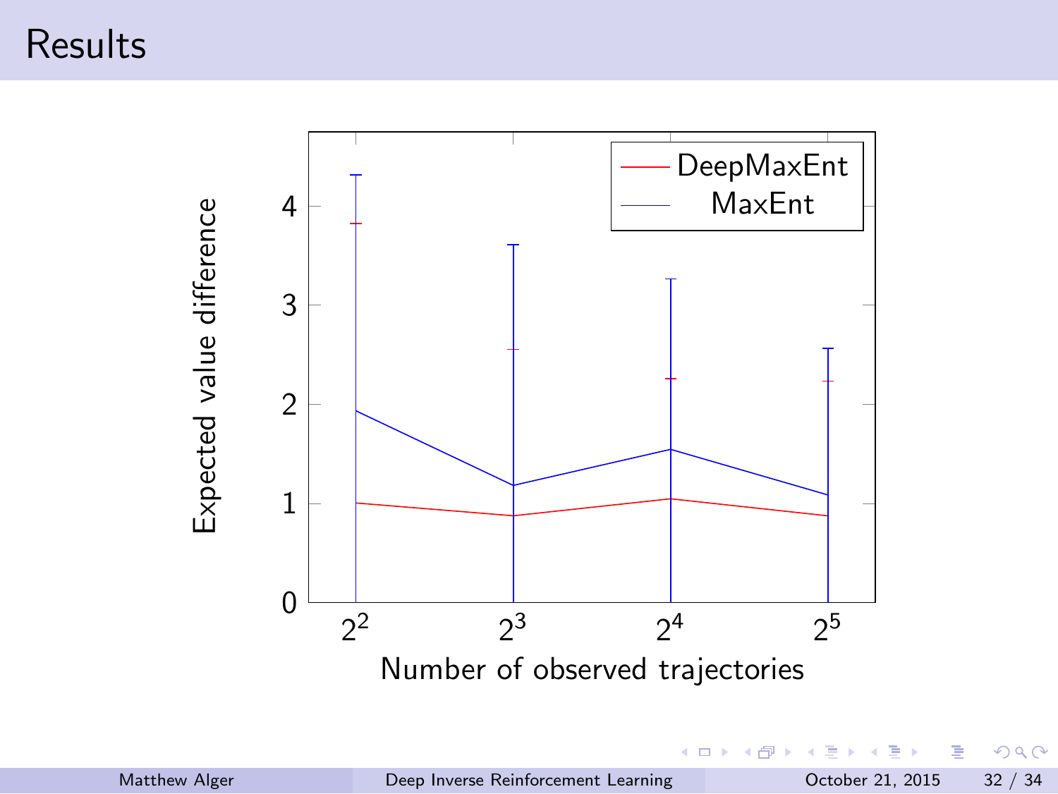# Results

Expected value difference

Number of observed trajectories

DeepMaxEnt

MaxEnt

$2^2$ $2^3$ $2^4$ $2^5$

0 1 2 3 4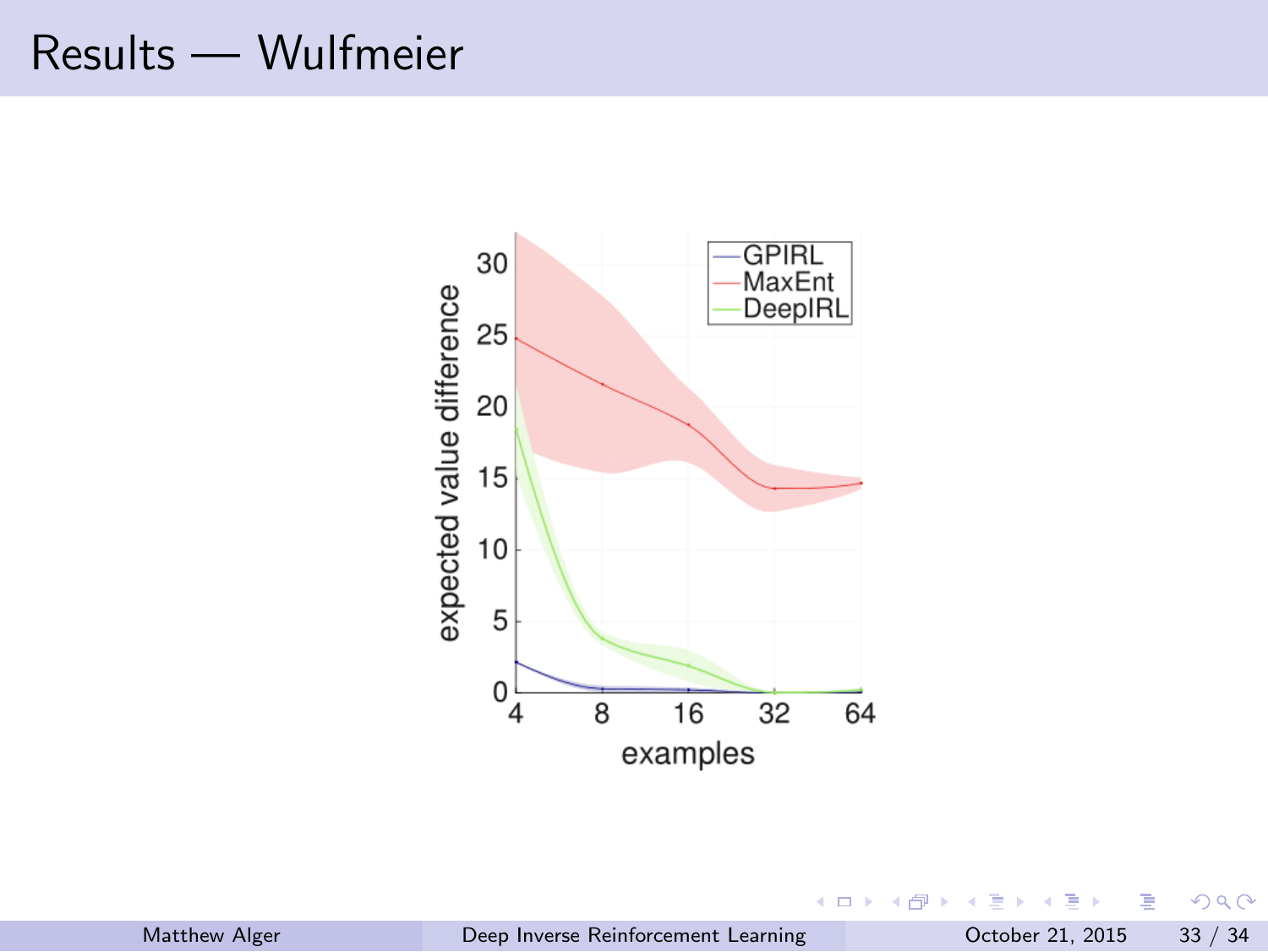# Results — Wulfmeier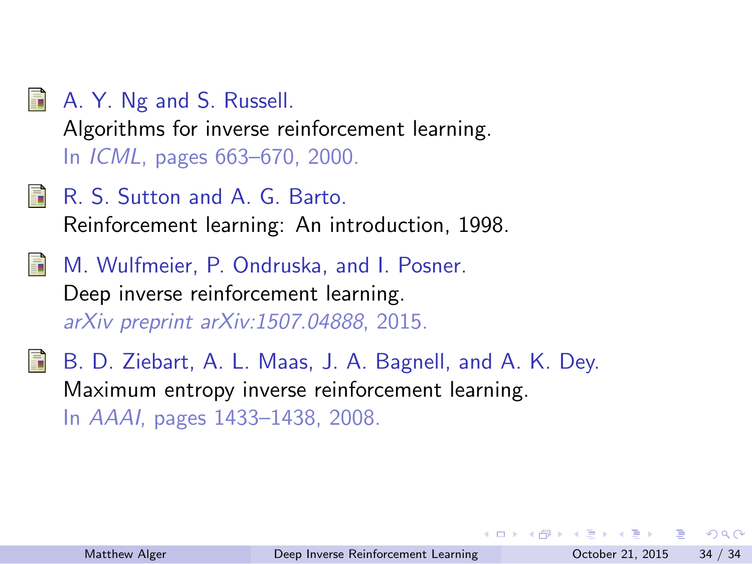A. Y. Ng and S. Russell.
Algorithms for inverse reinforcement learning.
In *ICML*, pages 663–670, 2000.

R. S. Sutton and A. G. Barto.
Reinforcement learning: An introduction, 1998.

M. Wulfmeier, P. Ondruska, and I. Posner.
Deep inverse reinforcement learning.
*arXiv preprint arXiv:1507.04888*, 2015.

B. D. Ziebart, A. L. Maas, J. A. Bagnell, and A. K. Dey.
Maximum entropy inverse reinforcement learning.
In *AAAI*, pages 1433–1438, 2008.